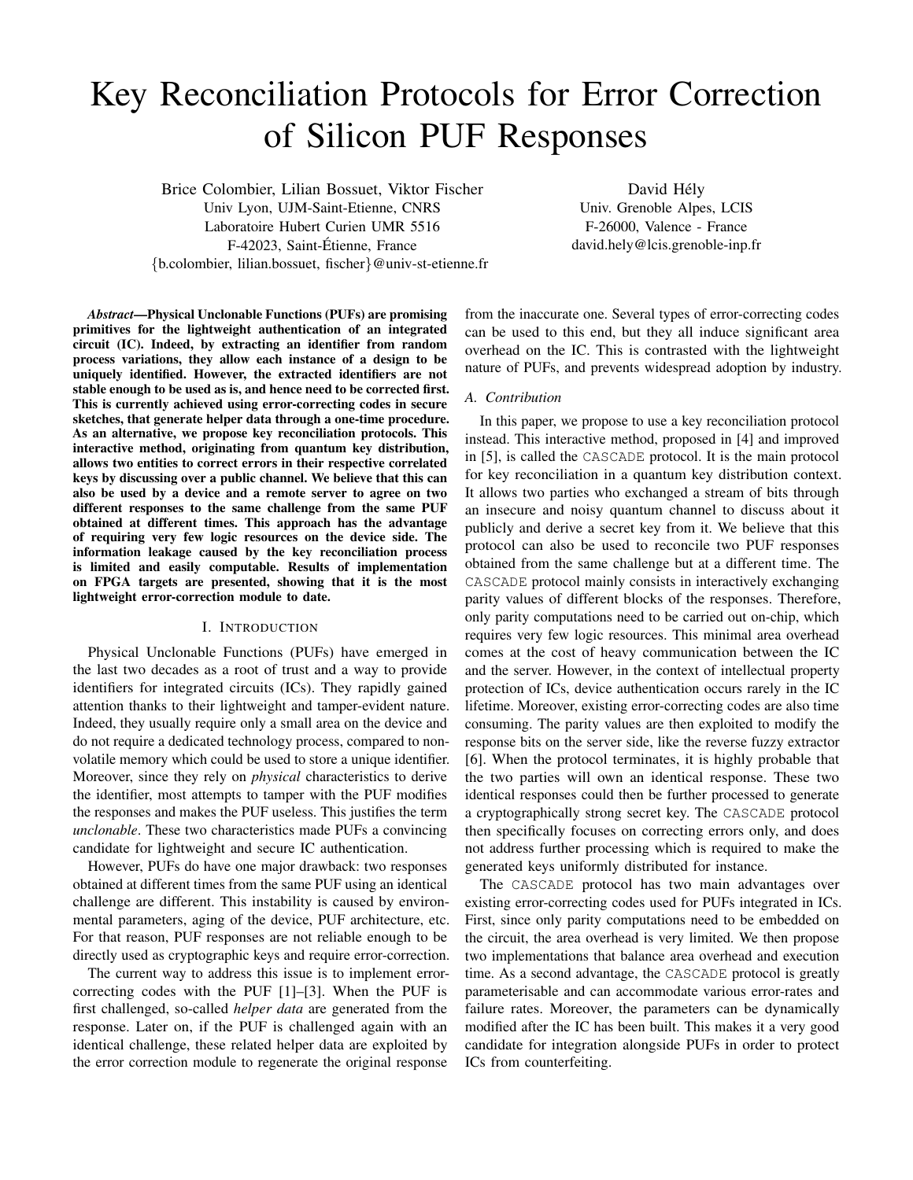# Key Reconciliation Protocols for Error Correction of Silicon PUF Responses

Brice Colombier, Lilian Bossuet, Viktor Fischer
Univ Lyon, UJM-Saint-Etienne, CNRS
Laboratoire Hubert Curien UMR 5516
F-42023, Saint-Étienne, France
{b.colombier, lilian.bossuet, fischer}@univ-st-etienne.fr

David Hély
Univ. Grenoble Alpes, LCIS
F-26000, Valence - France
david.hely@lcis.grenoble-inp.fr

***Abstract*—Physical Unclonable Functions (PUFs) are promising primitives for the lightweight authentication of an integrated circuit (IC). Indeed, by extracting an identifier from random process variations, they allow each instance of a design to be uniquely identified. However, the extracted identifiers are not stable enough to be used as is, and hence need to be corrected first. This is currently achieved using error-correcting codes in secure sketches, that generate helper data through a one-time procedure. As an alternative, we propose key reconciliation protocols. This interactive method, originating from quantum key distribution, allows two entities to correct errors in their respective correlated keys by discussing over a public channel. We believe that this can also be used by a device and a remote server to agree on two different responses to the same challenge from the same PUF obtained at different times. This approach has the advantage of requiring very few logic resources on the device side. The information leakage caused by the key reconciliation process is limited and easily computable. Results of implementation on FPGA targets are presented, showing that it is the most lightweight error-correction module to date.**

## I. Introduction

Physical Unclonable Functions (PUFs) have emerged in the last two decades as a root of trust and a way to provide identifiers for integrated circuits (ICs). They rapidly gained attention thanks to their lightweight and tamper-evident nature. Indeed, they usually require only a small area on the device and do not require a dedicated technology process, compared to non-volatile memory which could be used to store a unique identifier. Moreover, since they rely on *physical* characteristics to derive the identifier, most attempts to tamper with the PUF modifies the responses and makes the PUF useless. This justifies the term *unclonable*. These two characteristics made PUFs a convincing candidate for lightweight and secure IC authentication.

However, PUFs do have one major drawback: two responses obtained at different times from the same PUF using an identical challenge are different. This instability is caused by environmental parameters, aging of the device, PUF architecture, etc. For that reason, PUF responses are not reliable enough to be directly used as cryptographic keys and require error-correction.

The current way to address this issue is to implement error-correcting codes with the PUF [1]–[3]. When the PUF is first challenged, so-called *helper data* are generated from the response. Later on, if the PUF is challenged again with an identical challenge, these related helper data are exploited by the error correction module to regenerate the original response from the inaccurate one. Several types of error-correcting codes can be used to this end, but they all induce significant area overhead on the IC. This is contrasted with the lightweight nature of PUFs, and prevents widespread adoption by industry.

### A. Contribution

In this paper, we propose to use a key reconciliation protocol instead. This interactive method, proposed in [4] and improved in [5], is called the `CASCADE` protocol. It is the main protocol for key reconciliation in a quantum key distribution context. It allows two parties who exchanged a stream of bits through an insecure and noisy quantum channel to discuss about it publicly and derive a secret key from it. We believe that this protocol can also be used to reconcile two PUF responses obtained from the same challenge but at a different time. The `CASCADE` protocol mainly consists in interactively exchanging parity values of different blocks of the responses. Therefore, only parity computations need to be carried out on-chip, which requires very few logic resources. This minimal area overhead comes at the cost of heavy communication between the IC and the server. However, in the context of intellectual property protection of ICs, device authentication occurs rarely in the IC lifetime. Moreover, existing error-correcting codes are also time consuming. The parity values are then exploited to modify the response bits on the server side, like the reverse fuzzy extractor [6]. When the protocol terminates, it is highly probable that the two parties will own an identical response. These two identical responses could then be further processed to generate a cryptographically strong secret key. The `CASCADE` protocol then specifically focuses on correcting errors only, and does not address further processing which is required to make the generated keys uniformly distributed for instance.

The `CASCADE` protocol has two main advantages over existing error-correcting codes used for PUFs integrated in ICs. First, since only parity computations need to be embedded on the circuit, the area overhead is very limited. We then propose two implementations that balance area overhead and execution time. As a second advantage, the `CASCADE` protocol is greatly parameterisable and can accommodate various error-rates and failure rates. Moreover, the parameters can be dynamically modified after the IC has been built. This makes it a very good candidate for integration alongside PUFs in order to protect ICs from counterfeiting.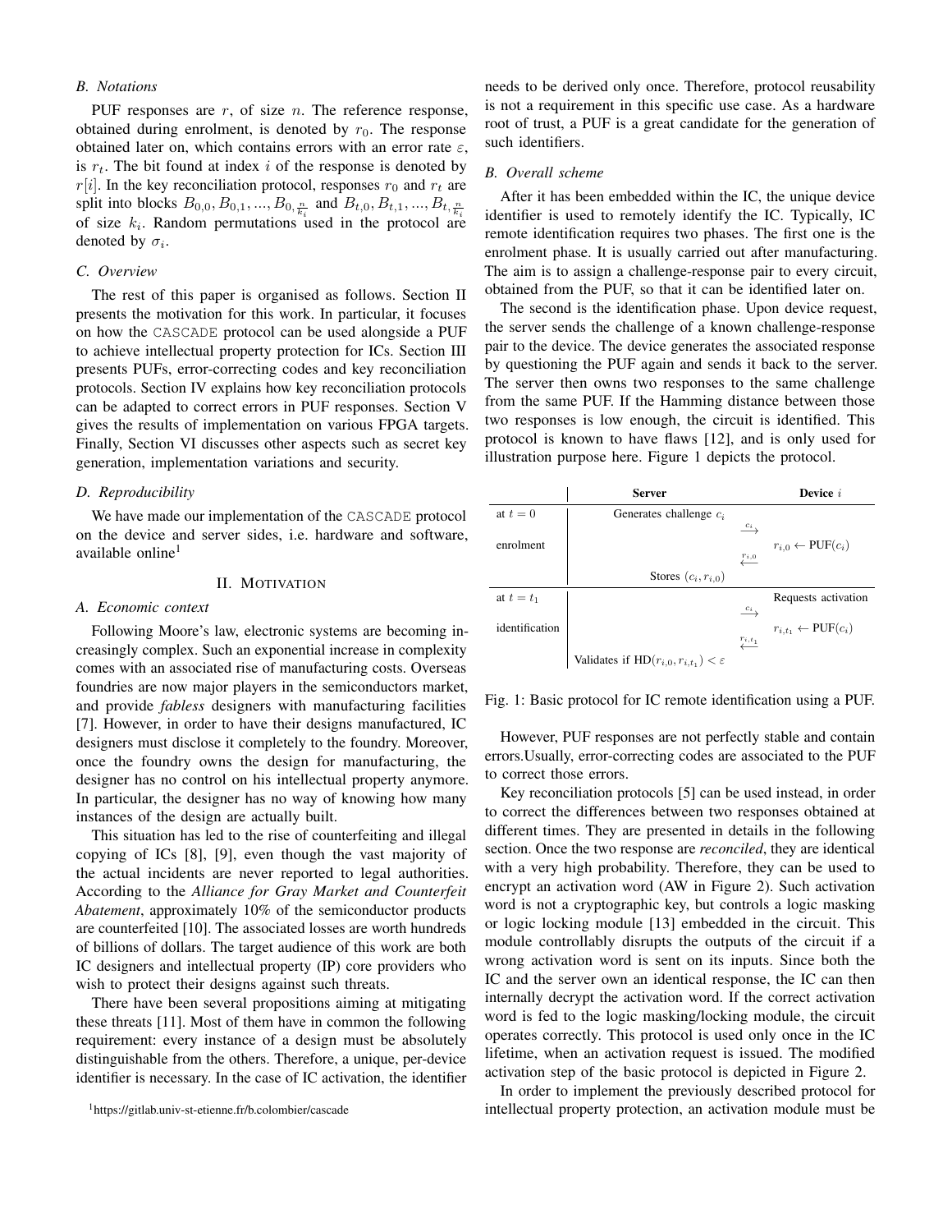### B. Notations

PUF responses are $r$, of size $n$. The reference response, obtained during enrolment, is denoted by $r_0$. The response obtained later on, which contains errors with an error rate $\varepsilon$, is $r_t$. The bit found at index $i$ of the response is denoted by $r[i]$. In the key reconciliation protocol, responses $r_0$ and $r_t$ are split into blocks $B_{0,0}, B_{0,1}, ..., B_{0,\frac{n}{k_i}}$ and $B_{t,0}, B_{t,1}, ..., B_{t,\frac{n}{k_i}}$ of size $k_i$. Random permutations used in the protocol are denoted by $\sigma_i$.

### C. Overview

The rest of this paper is organised as follows. Section II presents the motivation for this work. In particular, it focuses on how the CASCADE protocol can be used alongside a PUF to achieve intellectual property protection for ICs. Section III presents PUFs, error-correcting codes and key reconciliation protocols. Section IV explains how key reconciliation protocols can be adapted to correct errors in PUF responses. Section V gives the results of implementation on various FPGA targets. Finally, Section VI discusses other aspects such as secret key generation, implementation variations and security.

### D. Reproducibility

We have made our implementation of the CASCADE protocol on the device and server sides, i.e. hardware and software, available online[1]

## II. Motivation

### A. Economic context

Following Moore's law, electronic systems are becoming increasingly complex. Such an exponential increase in complexity comes with an associated rise of manufacturing costs. Overseas foundries are now major players in the semiconductors market, and provide *fabless* designers with manufacturing facilities [7]. However, in order to have their designs manufactured, IC designers must disclose it completely to the foundry. Moreover, once the foundry owns the design for manufacturing, the designer has no control on his intellectual property anymore. In particular, the designer has no way of knowing how many instances of the design are actually built.

This situation has led to the rise of counterfeiting and illegal copying of ICs [8], [9], even though the vast majority of the actual incidents are never reported to legal authorities. According to the *Alliance for Gray Market and Counterfeit Abatement*, approximately 10% of the semiconductor products are counterfeited [10]. The associated losses are worth hundreds of billions of dollars. The target audience of this work are both IC designers and intellectual property (IP) core providers who wish to protect their designs against such threats.

There have been several propositions aiming at mitigating these threats [11]. Most of them have in common the following requirement: every instance of a design must be absolutely distinguishable from the others. Therefore, a unique, per-device identifier is necessary. In the case of IC activation, the identifier needs to be derived only once. Therefore, protocol reusability is not a requirement in this specific use case. As a hardware root of trust, a PUF is a great candidate for the generation of such identifiers.

[1] https://gitlab.univ-st-etienne.fr/b.colombier/cascade

### B. Overall scheme

After it has been embedded within the IC, the unique device identifier is used to remotely identify the IC. Typically, IC remote identification requires two phases. The first one is the enrolment phase. It is usually carried out after manufacturing. The aim is to assign a challenge-response pair to every circuit, obtained from the PUF, so that it can be identified later on.

The second is the identification phase. Upon device request, the server sends the challenge of a known challenge-response pair to the device. The device generates the associated response by questioning the PUF again and sends it back to the server. The server then owns two responses to the same challenge from the same PUF. If the Hamming distance between those two responses is low enough, the circuit is identified. This protocol is known to have flaws [12], and is only used for illustration purpose here. Figure 1 depicts the protocol.

| | Server | | Device $i$ |
|---|---|---|---|
| at $t = 0$ | Generates challenge $c_i$ | | |
| | | $\xrightarrow{c_i}$ | |
| enrolment | | | $r_{i,0} \leftarrow \text{PUF}(c_i)$ |
| | | $\xleftarrow{r_{i,0}}$ | |
| | Stores $(c_i, r_{i,0})$ | | |
| at $t = t_1$ | | | Requests activation |
| | | $\xrightarrow{c_i}$ | |
| identification | | | $r_{i,t_1} \leftarrow \text{PUF}(c_i)$ |
| | | $\xleftarrow{r_{i,t_1}}$ | |
| | Validates if $\text{HD}(r_{i,0}, r_{i,t_1}) < \varepsilon$ | | |

Fig. 1: Basic protocol for IC remote identification using a PUF.

However, PUF responses are not perfectly stable and contain errors.Usually, error-correcting codes are associated to the PUF to correct those errors.

Key reconciliation protocols [5] can be used instead, in order to correct the differences between two responses obtained at different times. They are presented in details in the following section. Once the two response are *reconciled*, they are identical with a very high probability. Therefore, they can be used to encrypt an activation word (AW in Figure 2). Such activation word is not a cryptographic key, but controls a logic masking or logic locking module [13] embedded in the circuit. This module controllably disrupts the outputs of the circuit if a wrong activation word is sent on its inputs. Since both the IC and the server own an identical response, the IC can then internally decrypt the activation word. If the correct activation word is fed to the logic masking/locking module, the circuit operates correctly. This protocol is used only once in the IC lifetime, when an activation request is issued. The modified activation step of the basic protocol is depicted in Figure 2.

In order to implement the previously described protocol for intellectual property protection, an activation module must be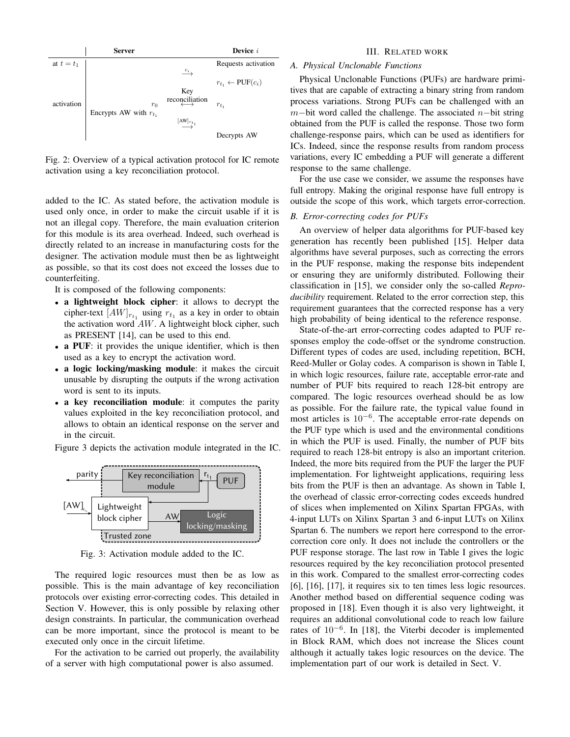| | Server | | Device $i$ |
|---|---|---|---|
| at $t = t_1$ | | | Requests activation |
| | | $\xrightarrow{c_i}$ | |
| | | | $r_{t_1} \leftarrow \text{PUF}(c_i)$ |
| activation | $r_0$ | Key reconciliation $\longleftrightarrow$ | $r_{t_1}$ |
| | Encrypts AW with $r_{t_1}$ | | |
| | | $\xrightarrow{[\text{AW}]_{r_{t_1}}}$ | |
| | | | Decrypts AW |

Fig. 2: Overview of a typical activation protocol for IC remote activation using a key reconciliation protocol.

added to the IC. As stated before, the activation module is used only once, in order to make the circuit usable if it is not an illegal copy. Therefore, the main evaluation criterion for this module is its area overhead. Indeed, such overhead is directly related to an increase in manufacturing costs for the designer. The activation module must then be as lightweight as possible, so that its cost does not exceed the losses due to counterfeiting.

It is composed of the following components:

- **a lightweight block cipher**: it allows to decrypt the cipher-text $[AW]_{r_{t_1}}$ using $r_{t_1}$ as a key in order to obtain the activation word $AW$. A lightweight block cipher, such as PRESENT [14], can be used to this end.
- **a PUF**: it provides the unique identifier, which is then used as a key to encrypt the activation word.
- **a logic locking/masking module**: it makes the circuit unusable by disrupting the outputs if the wrong activation word is sent to its inputs.
- **a key reconciliation module**: it computes the parity values exploited in the key reconciliation protocol, and allows to obtain an identical response on the server and in the circuit.

Figure 3 depicts the activation module integrated in the IC.

Fig. 3: Activation module added to the IC.

The required logic resources must then be as low as possible. This is the main advantage of key reconciliation protocols over existing error-correcting codes. This detailed in Section V. However, this is only possible by relaxing other design constraints. In particular, the communication overhead can be more important, since the protocol is meant to be executed only once in the circuit lifetime.

For the activation to be carried out properly, the availability of a server with high computational power is also assumed.

## III. Related work

### A. Physical Unclonable Functions

Physical Unclonable Functions (PUFs) are hardware primitives that are capable of extracting a binary string from random process variations. Strong PUFs can be challenged with an $m-$bit word called the challenge. The associated $n-$bit string obtained from the PUF is called the response. Those two form challenge-response pairs, which can be used as identifiers for ICs. Indeed, since the response results from random process variations, every IC embedding a PUF will generate a different response to the same challenge.

For the use case we consider, we assume the responses have full entropy. Making the original response have full entropy is outside the scope of this work, which targets error-correction.

### B. Error-correcting codes for PUFs

An overview of helper data algorithms for PUF-based key generation has recently been published [15]. Helper data algorithms have several purposes, such as correcting the errors in the PUF response, making the response bits independent or ensuring they are uniformly distributed. Following their classification in [15], we consider only the so-called *Reproducibility* requirement. Related to the error correction step, this requirement guarantees that the corrected response has a very high probability of being identical to the reference response.

State-of-the-art error-correcting codes adapted to PUF responses employ the code-offset or the syndrome construction. Different types of codes are used, including repetition, BCH, Reed-Muller or Golay codes. A comparison is shown in Table I, in which logic resources, failure rate, acceptable error-rate and number of PUF bits required to reach 128-bit entropy are compared. The logic resources overhead should be as low as possible. For the failure rate, the typical value found in most articles is $10^{-6}$. The acceptable error-rate depends on the PUF type which is used and the environmental conditions in which the PUF is used. Finally, the number of PUF bits required to reach 128-bit entropy is also an important criterion. Indeed, the more bits required from the PUF the larger the PUF implementation. For lightweight applications, requiring less bits from the PUF is then an advantage. As shown in Table I, the overhead of classic error-correcting codes exceeds hundred of slices when implemented on Xilinx Spartan FPGAs, with 4-input LUTs on Xilinx Spartan 3 and 6-input LUTs on Xilinx Spartan 6. The numbers we report here correspond to the error-correction core only. It does not include the controllers or the PUF response storage. The last row in Table I gives the logic resources required by the key reconciliation protocol presented in this work. Compared to the smallest error-correcting codes [6], [16], [17], it requires six to ten times less logic resources. Another method based on differential sequence coding was proposed in [18]. Even though it is also very lightweight, it requires an additional convolutional code to reach low failure rates of $10^{-6}$. In [18], the Viterbi decoder is implemented in Block RAM, which does not increase the Slices count although it actually takes logic resources on the device. The implementation part of our work is detailed in Sect. V.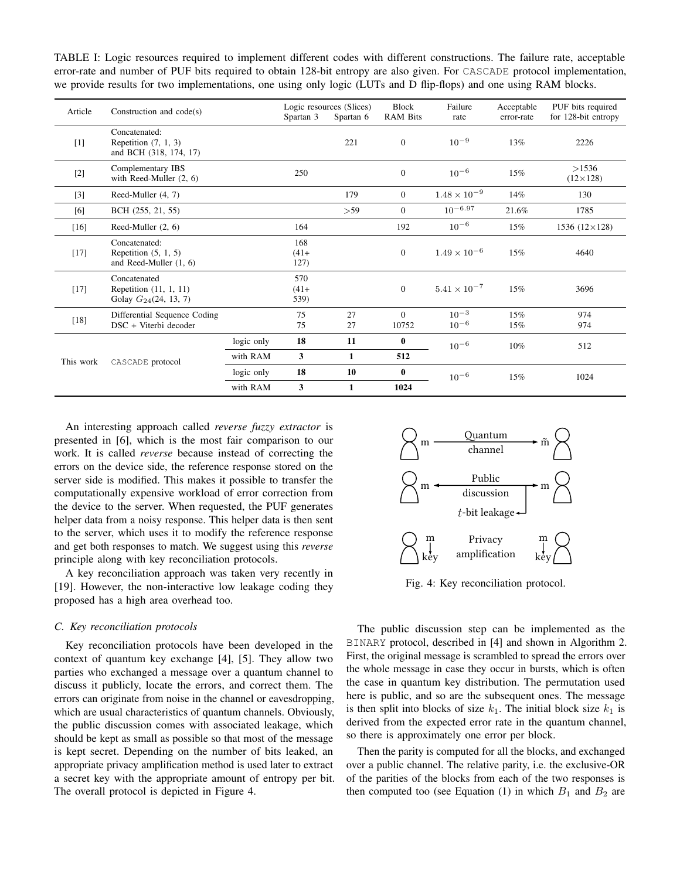TABLE I: Logic resources required to implement different codes with different constructions. The failure rate, acceptable error-rate and number of PUF bits required to obtain 128-bit entropy are also given. For CASCADE protocol implementation, we provide results for two implementations, one using only logic (LUTs and D flip-flops) and one using RAM blocks.

| Article | Construction and code(s) | | Logic resources (Slices) Spartan 3 | Spartan 6 | Block RAM Bits | Failure rate | Acceptable error-rate | PUF bits required for 128-bit entropy |
|---|---|---|---|---|---|---|---|---|
| [1] | Concatenated: Repetition (7, 1, 3) and BCH (318, 174, 17) | | | 221 | 0 | $10^{-9}$ | 13% | 2226 |
| [2] | Complementary IBS with Reed-Muller (2, 6) | | 250 | | 0 | $10^{-6}$ | 15% | >1536 (12×128) |
| [3] | Reed-Muller (4, 7) | | | 179 | 0 | $1.48 \times 10^{-9}$ | 14% | 130 |
| [6] | BCH (255, 21, 55) | | | >59 | 0 | $10^{-6.97}$ | 21.6% | 1785 |
| [16] | Reed-Muller (2, 6) | | 164 | | 192 | $10^{-6}$ | 15% | 1536 (12×128) |
| [17] | Concatenated: Repetition (5, 1, 5) and Reed-Muller (1, 6) | | 168 (41+ 127) | | 0 | $1.49 \times 10^{-6}$ | 15% | 4640 |
| [17] | Concatenated Repetition (11, 1, 11) Golay $G_{24}$(24, 13, 7) | | 570 (41+ 539) | | 0 | $5.41 \times 10^{-7}$ | 15% | 3696 |
| [18] | Differential Sequence Coding DSC + Viterbi decoder | | 75<br>75 | 27<br>27 | 0<br>10752 | $10^{-3}$<br>$10^{-6}$ | 15%<br>15% | 974<br>974 |
| This work | CASCADE protocol | logic only | **18** | **11** | **0** | $10^{-6}$ | 10% | 512 |
| | | with RAM | **3** | **1** | **512** | | | |
| | | logic only | **18** | **10** | **0** | $10^{-6}$ | 15% | 1024 |
| | | with RAM | **3** | **1** | **1024** | | | |

An interesting approach called *reverse fuzzy extractor* is presented in [6], which is the most fair comparison to our work. It is called *reverse* because instead of correcting the errors on the device side, the reference response stored on the server side is modified. This makes it possible to transfer the computationally expensive workload of error correction from the device to the server. When requested, the PUF generates helper data from a noisy response. This helper data is then sent to the server, which uses it to modify the reference response and get both responses to match. We suggest using this *reverse* principle along with key reconciliation protocols.

A key reconciliation approach was taken very recently in [19]. However, the non-interactive low leakage coding they proposed has a high area overhead too.

### C. Key reconciliation protocols

Key reconciliation protocols have been developed in the context of quantum key exchange [4], [5]. They allow two parties who exchanged a message over a quantum channel to discuss it publicly, locate the errors, and correct them. The errors can originate from noise in the channel or eavesdropping, which are usual characteristics of quantum channels. Obviously, the public discussion comes with associated leakage, which should be kept as small as possible so that most of the message is kept secret. Depending on the number of bits leaked, an appropriate privacy amplification method is used later to extract a secret key with the appropriate amount of entropy per bit. The overall protocol is depicted in Figure 4.

Fig. 4: Key reconciliation protocol.

The public discussion step can be implemented as the BINARY protocol, described in [4] and shown in Algorithm 2. First, the original message is scrambled to spread the errors over the whole message in case they occur in bursts, which is often the case in quantum key distribution. The permutation used here is public, and so are the subsequent ones. The message is then split into blocks of size $k_1$. The initial block size $k_1$ is derived from the expected error rate in the quantum channel, so there is approximately one error per block.

Then the parity is computed for all the blocks, and exchanged over a public channel. The relative parity, i.e. the exclusive-OR of the parities of the blocks from each of the two responses is then computed too (see Equation (1) in which $B_1$ and $B_2$ are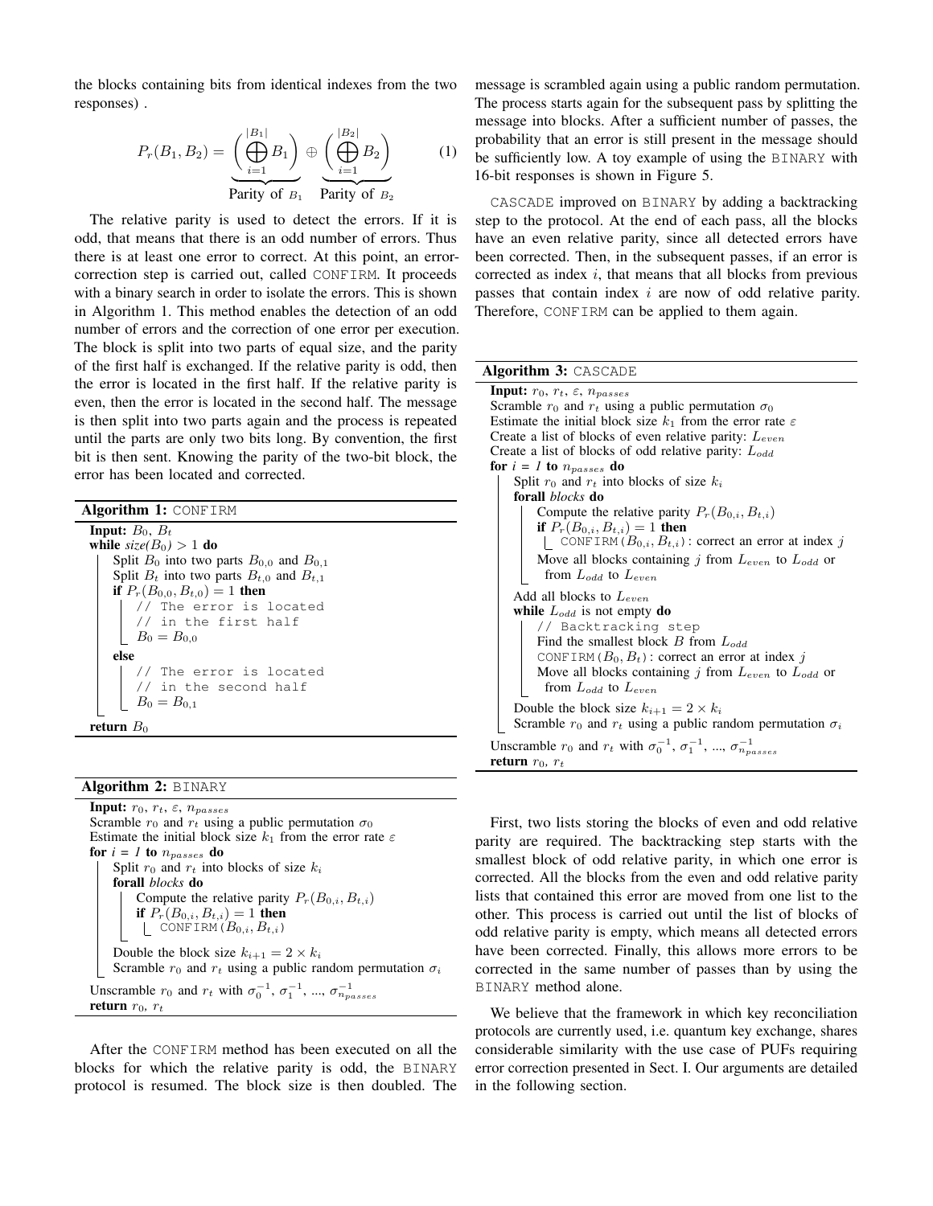the blocks containing bits from identical indexes from the two responses) .

$$P_r(B_1, B_2) = \underbrace{\left(\bigoplus_{i=1}^{|B_1|} B_1\right)}_{\text{Parity of } B_1} \oplus \underbrace{\left(\bigoplus_{i=1}^{|B_2|} B_2\right)}_{\text{Parity of } B_2} \qquad (1)$$

The relative parity is used to detect the errors. If it is odd, that means that there is an odd number of errors. Thus there is at least one error to correct. At this point, an error-correction step is carried out, called CONFIRM. It proceeds with a binary search in order to isolate the errors. This is shown in Algorithm 1. This method enables the detection of an odd number of errors and the correction of one error per execution. The block is split into two parts of equal size, and the parity of the first half is exchanged. If the relative parity is odd, then the error is located in the first half. If the relative parity is even, then the error is located in the second half. The message is then split into two parts again and the process is repeated until the parts are only two bits long. By convention, the first bit is then sent. Knowing the parity of the two-bit block, the error has been located and corrected.

**Algorithm 1:** CONFIRM

```
Input: B_0, B_t
while size(B_0) > 1 do
    Split B_0 into two parts B_{0,0} and B_{0,1}
    Split B_t into two parts B_{t,0} and B_{t,1}
    if P_r(B_{0,0}, B_{t,0}) = 1 then
        // The error is located
        // in the first half
        B_0 = B_{0,0}
    else
        // The error is located
        // in the second half
        B_0 = B_{0,1}
return B_0
```

**Algorithm 2:** BINARY

```
Input: r_0, r_t, ε, n_passes
Scramble r_0 and r_t using a public permutation σ_0
Estimate the initial block size k_1 from the error rate ε
for i = 1 to n_passes do
    Split r_0 and r_t into blocks of size k_i
    forall blocks do
        Compute the relative parity P_r(B_{0,i}, B_{t,i})
        if P_r(B_{0,i}, B_{t,i}) = 1 then
            CONFIRM(B_{0,i}, B_{t,i})
    Double the block size k_{i+1} = 2 × k_i
    Scramble r_0 and r_t using a public random permutation σ_i
Unscramble r_0 and r_t with σ_0^{-1}, σ_1^{-1}, ..., σ_{n_passes}^{-1}
return r_0, r_t
```

After the CONFIRM method has been executed on all the blocks for which the relative parity is odd, the BINARY protocol is resumed. The block size is then doubled. The message is scrambled again using a public random permutation. The process starts again for the subsequent pass by splitting the message into blocks. After a sufficient number of passes, the probability that an error is still present in the message should be sufficiently low. A toy example of using the BINARY with 16-bit responses is shown in Figure 5.

CASCADE improved on BINARY by adding a backtracking step to the protocol. At the end of each pass, all the blocks have an even relative parity, since all detected errors have been corrected. Then, in the subsequent passes, if an error is corrected as index $i$, that means that all blocks from previous passes that contain index $i$ are now of odd relative parity. Therefore, CONFIRM can be applied to them again.

**Algorithm 3:** CASCADE

```
Input: r_0, r_t, ε, n_passes
Scramble r_0 and r_t using a public permutation σ_0
Estimate the initial block size k_1 from the error rate ε
Create a list of blocks of even relative parity: L_even
Create a list of blocks of odd relative parity: L_odd
for i = 1 to n_passes do
    Split r_0 and r_t into blocks of size k_i
    forall blocks do
        Compute the relative parity P_r(B_{0,i}, B_{t,i})
        if P_r(B_{0,i}, B_{t,i}) = 1 then
            CONFIRM(B_{0,i}, B_{t,i}): correct an error at index j
        Move all blocks containing j from L_even to L_odd or
          from L_odd to L_even
    Add all blocks to L_even
    while L_odd is not empty do
        // Backtracking step
        Find the smallest block B from L_odd
        CONFIRM(B_0, B_t): correct an error at index j
        Move all blocks containing j from L_even to L_odd or
          from L_odd to L_even
    Double the block size k_{i+1} = 2 × k_i
    Scramble r_0 and r_t using a public random permutation σ_i
Unscramble r_0 and r_t with σ_0^{-1}, σ_1^{-1}, ..., σ_{n_passes}^{-1}
return r_0, r_t
```

First, two lists storing the blocks of even and odd relative parity are required. The backtracking step starts with the smallest block of odd relative parity, in which one error is corrected. All the blocks from the even and odd relative parity lists that contained this error are moved from one list to the other. This process is carried out until the list of blocks of odd relative parity is empty, which means all detected errors have been corrected. Finally, this allows more errors to be corrected in the same number of passes than by using the BINARY method alone.

We believe that the framework in which key reconciliation protocols are currently used, i.e. quantum key exchange, shares considerable similarity with the use case of PUFs requiring error correction presented in Sect. I. Our arguments are detailed in the following section.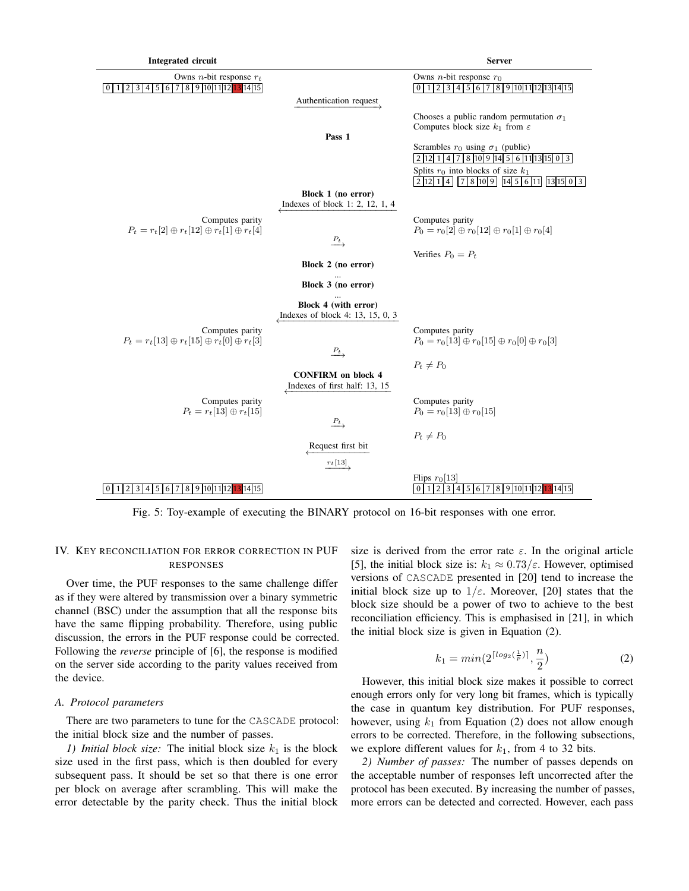| Integrated circuit | | Server |
|---|---|---|
| Owns $n$-bit response $r_t$ <br> 0 1 2 3 4 5 6 7 8 9 10 11 12 **13** 14 15 | | Owns $n$-bit response $r_0$ <br> 0 1 2 3 4 5 6 7 8 9 10 11 12 13 14 15 |
| | Authentication request $\longrightarrow$ | |
| | | Chooses a public random permutation $\sigma_1$ <br> Computes block size $k_1$ from $\varepsilon$ |
| | **Pass 1** | |
| | | Scrambles $r_0$ using $\sigma_1$ (public) <br> 2 12 1 4 7 8 10 9 14 5 6 11 13 15 0 3 |
| | | Splits $r_0$ into blocks of size $k_1$ <br> [2 12 1 4] [7 8 10 9] [14 5 6 11] [13 15 0 3] |
| | **Block 1 (no error)** <br> $\longleftarrow$ Indexes of block 1: 2, 12, 1, 4 | |
| Computes parity <br> $P_t = r_t[2] \oplus r_t[12] \oplus r_t[1] \oplus r_t[4]$ | | Computes parity <br> $P_0 = r_0[2] \oplus r_0[12] \oplus r_0[1] \oplus r_0[4]$ |
| | $\xrightarrow{P_t}$ | |
| | | Verifies $P_0 = P_t$ |
| | **Block 2 (no error)** <br> ... | |
| | **Block 3 (no error)** <br> ... | |
| | **Block 4 (with error)** <br> $\longleftarrow$ Indexes of block 4: 13, 15, 0, 3 | |
| Computes parity <br> $P_t = r_t[13] \oplus r_t[15] \oplus r_t[0] \oplus r_t[3]$ | | Computes parity <br> $P_0 = r_0[13] \oplus r_0[15] \oplus r_0[0] \oplus r_0[3]$ |
| | $\xrightarrow{P_t}$ | |
| | | $P_t \neq P_0$ |
| | **CONFIRM on block 4** <br> $\longleftarrow$ Indexes of first half: 13, 15 | |
| Computes parity <br> $P_t = r_t[13] \oplus r_t[15]$ | | Computes parity <br> $P_0 = r_0[13] \oplus r_0[15]$ |
| | $\xrightarrow{P_t}$ | |
| | | $P_t \neq P_0$ |
| | $\longleftarrow$ Request first bit | |
| | $\xrightarrow{r_t[13]}$ | |
| | | Flips $r_0[13]$ |
| 0 1 2 3 4 5 6 7 8 9 10 11 12 **13** 14 15 | | 0 1 2 3 4 5 6 7 8 9 10 11 12 **13** 14 15 |

Fig. 5: Toy-example of executing the BINARY protocol on 16-bit responses with one error.

## IV. Key reconciliation for error correction in PUF responses

Over time, the PUF responses to the same challenge differ as if they were altered by transmission over a binary symmetric channel (BSC) under the assumption that all the response bits have the same flipping probability. Therefore, using public discussion, the errors in the PUF response could be corrected. Following the *reverse* principle of [6], the response is modified on the server side according to the parity values received from the device.

### A. Protocol parameters

There are two parameters to tune for the CASCADE protocol: the initial block size and the number of passes.

*1) Initial block size:* The initial block size $k_1$ is the block size used in the first pass, which is then doubled for every subsequent pass. It should be set so that there is one error per block on average after scrambling. This will make the error detectable by the parity check. Thus the initial block size is derived from the error rate $\varepsilon$. In the original article [5], the initial block size is: $k_1 \approx 0.73/\varepsilon$. However, optimised versions of CASCADE presented in [20] tend to increase the initial block size up to $1/\varepsilon$. Moreover, [20] states that the block size should be a power of two to achieve to the best reconciliation efficiency. This is emphasised in [21], in which the initial block size is given in Equation (2).

$$k_1 = min(2^{\lceil log_2(\frac{1}{p}) \rceil}, \frac{n}{2}) \tag{2}$$

However, this initial block size makes it possible to correct enough errors only for very long bit frames, which is typically the case in quantum key distribution. For PUF responses, however, using $k_1$ from Equation (2) does not allow enough errors to be corrected. Therefore, in the following subsections, we explore different values for $k_1$, from 4 to 32 bits.

*2) Number of passes:* The number of passes depends on the acceptable number of responses left uncorrected after the protocol has been executed. By increasing the number of passes, more errors can be detected and corrected. However, each pass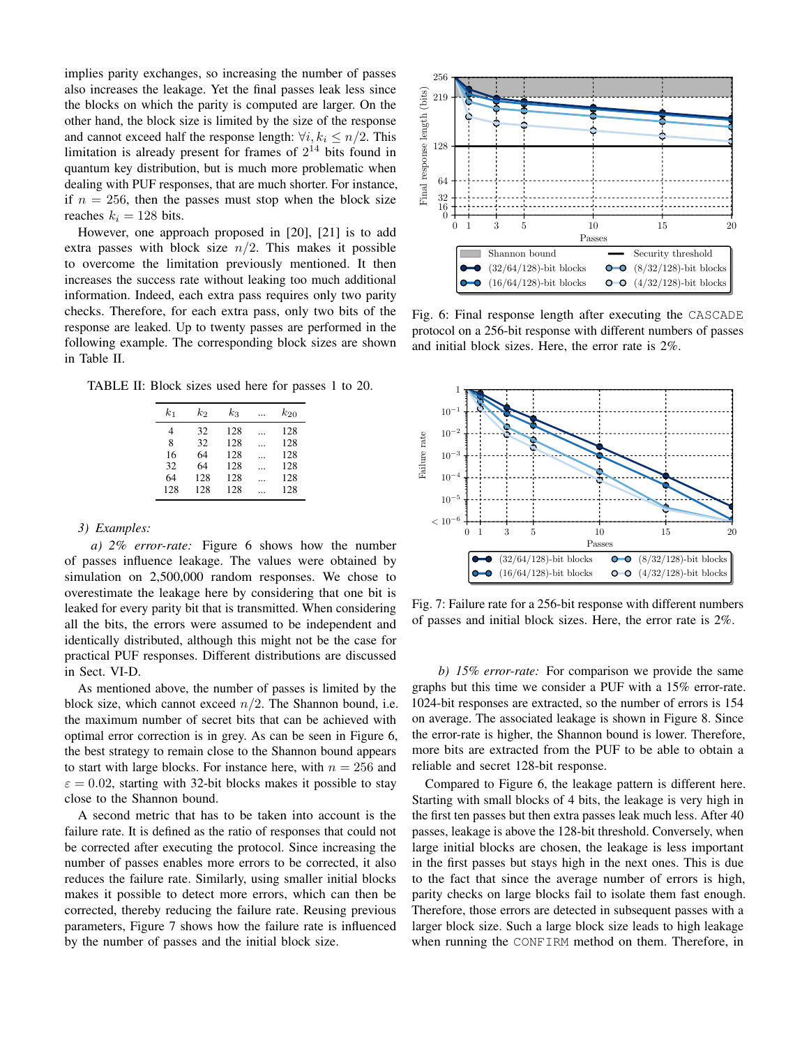implies parity exchanges, so increasing the number of passes also increases the leakage. Yet the final passes leak less since the blocks on which the parity is computed are larger. On the other hand, the block size is limited by the size of the response and cannot exceed half the response length: $\forall i, k_i \leq n/2$. This limitation is already present for frames of $2^{14}$ bits found in quantum key distribution, but is much more problematic when dealing with PUF responses, that are much shorter. For instance, if $n = 256$, then the passes must stop when the block size reaches $k_i = 128$ bits.

However, one approach proposed in [20], [21] is to add extra passes with block size $n/2$. This makes it possible to overcome the limitation previously mentioned. It then increases the success rate without leaking too much additional information. Indeed, each extra pass requires only two parity checks. Therefore, for each extra pass, only two bits of the response are leaked. Up to twenty passes are performed in the following example. The corresponding block sizes are shown in Table II.

TABLE II: Block sizes used here for passes 1 to 20.

| $k_1$ | $k_2$ | $k_3$ | ... | $k_{20}$ |
|---|---|---|---|---|
| 4 | 32 | 128 | ... | 128 |
| 8 | 32 | 128 | ... | 128 |
| 16 | 64 | 128 | ... | 128 |
| 32 | 64 | 128 | ... | 128 |
| 64 | 128 | 128 | ... | 128 |
| 128 | 128 | 128 | ... | 128 |

### 3) Examples:

*a) 2% error-rate:* Figure 6 shows how the number of passes influence leakage. The values were obtained by simulation on 2,500,000 random responses. We chose to overestimate the leakage here by considering that one bit is leaked for every parity bit that is transmitted. When considering all the bits, the errors were assumed to be independent and identically distributed, although this might not be the case for practical PUF responses. Different distributions are discussed in Sect. VI-D.

As mentioned above, the number of passes is limited by the block size, which cannot exceed $n/2$. The Shannon bound, i.e. the maximum number of secret bits that can be achieved with optimal error correction is in grey. As can be seen in Figure 6, the best strategy to remain close to the Shannon bound appears to start with large blocks. For instance here, with $n = 256$ and $\varepsilon = 0.02$, starting with 32-bit blocks makes it possible to stay close to the Shannon bound.

A second metric that has to be taken into account is the failure rate. It is defined as the ratio of responses that could not be corrected after executing the protocol. Since increasing the number of passes enables more errors to be corrected, it also reduces the failure rate. Similarly, using smaller initial blocks makes it possible to detect more errors, which can then be corrected, thereby reducing the failure rate. Reusing previous parameters, Figure 7 shows how the failure rate is influenced by the number of passes and the initial block size.

Fig. 6: Final response length after executing the CASCADE protocol on a 256-bit response with different numbers of passes and initial block sizes. Here, the error rate is 2%.

Fig. 7: Failure rate for a 256-bit response with different numbers of passes and initial block sizes. Here, the error rate is 2%.

*b) 15% error-rate:* For comparison we provide the same graphs but this time we consider a PUF with a 15% error-rate. 1024-bit responses are extracted, so the number of errors is 154 on average. The associated leakage is shown in Figure 8. Since the error-rate is higher, the Shannon bound is lower. Therefore, more bits are extracted from the PUF to be able to obtain a reliable and secret 128-bit response.

Compared to Figure 6, the leakage pattern is different here. Starting with small blocks of 4 bits, the leakage is very high in the first ten passes but then extra passes leak much less. After 40 passes, leakage is above the 128-bit threshold. Conversely, when large initial blocks are chosen, the leakage is less important in the first passes but stays high in the next ones. This is due to the fact that since the average number of errors is high, parity checks on large blocks fail to isolate them fast enough. Therefore, those errors are detected in subsequent passes with a larger block size. Such a large block size leads to high leakage when running the CONFIRM method on them. Therefore, in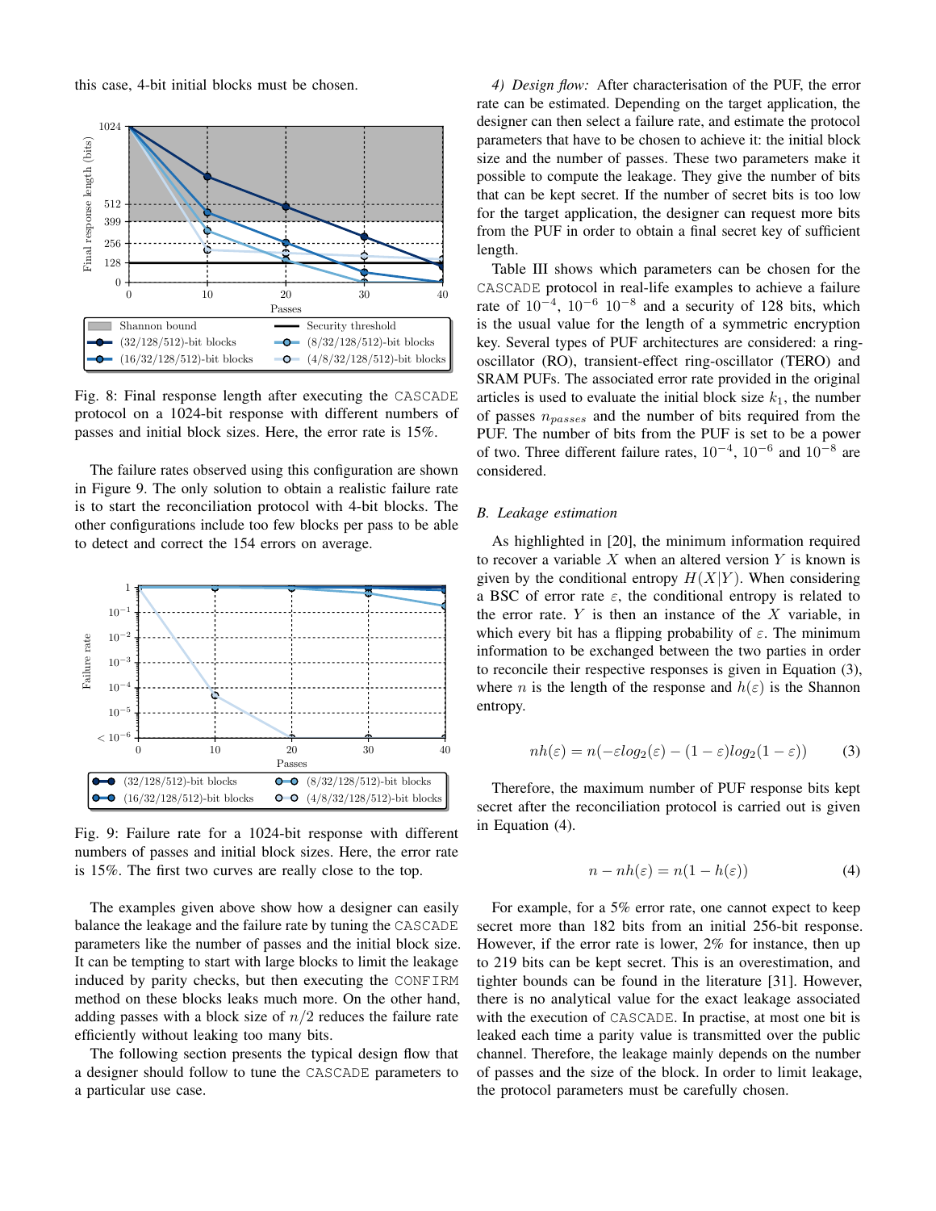this case, 4-bit initial blocks must be chosen.

Fig. 8: Final response length after executing the CASCADE protocol on a 1024-bit response with different numbers of passes and initial block sizes. Here, the error rate is 15%.

The failure rates observed using this configuration are shown in Figure 9. The only solution to obtain a realistic failure rate is to start the reconciliation protocol with 4-bit blocks. The other configurations include too few blocks per pass to be able to detect and correct the 154 errors on average.

Fig. 9: Failure rate for a 1024-bit response with different numbers of passes and initial block sizes. Here, the error rate is 15%. The first two curves are really close to the top.

The examples given above show how a designer can easily balance the leakage and the failure rate by tuning the CASCADE parameters like the number of passes and the initial block size. It can be tempting to start with large blocks to limit the leakage induced by parity checks, but then executing the CONFIRM method on these blocks leaks much more. On the other hand, adding passes with a block size of $n/2$ reduces the failure rate efficiently without leaking too many bits.

The following section presents the typical design flow that a designer should follow to tune the CASCADE parameters to a particular use case.

*4) Design flow:* After characterisation of the PUF, the error rate can be estimated. Depending on the target application, the designer can then select a failure rate, and estimate the protocol parameters that have to be chosen to achieve it: the initial block size and the number of passes. These two parameters make it possible to compute the leakage. They give the number of bits that can be kept secret. If the number of secret bits is too low for the target application, the designer can request more bits from the PUF in order to obtain a final secret key of sufficient length.

Table III shows which parameters can be chosen for the CASCADE protocol in real-life examples to achieve a failure rate of $10^{-4}$, $10^{-6}$ $10^{-8}$ and a security of 128 bits, which is the usual value for the length of a symmetric encryption key. Several types of PUF architectures are considered: a ring-oscillator (RO), transient-effect ring-oscillator (TERO) and SRAM PUFs. The associated error rate provided in the original articles is used to evaluate the initial block size $k_1$, the number of passes $n_{passes}$ and the number of bits required from the PUF. The number of bits from the PUF is set to be a power of two. Three different failure rates, $10^{-4}$, $10^{-6}$ and $10^{-8}$ are considered.

### B. Leakage estimation

As highlighted in [20], the minimum information required to recover a variable $X$ when an altered version $Y$ is known is given by the conditional entropy $H(X|Y)$. When considering a BSC of error rate $\varepsilon$, the conditional entropy is related to the error rate. $Y$ is then an instance of the $X$ variable, in which every bit has a flipping probability of $\varepsilon$. The minimum information to be exchanged between the two parties in order to reconcile their respective responses is given in Equation (3), where $n$ is the length of the response and $h(\varepsilon)$ is the Shannon entropy.

$$nh(\varepsilon) = n(-\varepsilon log_2(\varepsilon) - (1-\varepsilon)log_2(1-\varepsilon)) \tag{3}$$

Therefore, the maximum number of PUF response bits kept secret after the reconciliation protocol is carried out is given in Equation (4).

$$n - nh(\varepsilon) = n(1 - h(\varepsilon)) \tag{4}$$

For example, for a 5% error rate, one cannot expect to keep secret more than 182 bits from an initial 256-bit response. However, if the error rate is lower, 2% for instance, then up to 219 bits can be kept secret. This is an overestimation, and tighter bounds can be found in the literature [31]. However, there is no analytical value for the exact leakage associated with the execution of CASCADE. In practise, at most one bit is leaked each time a parity value is transmitted over the public channel. Therefore, the leakage mainly depends on the number of passes and the size of the block. In order to limit leakage, the protocol parameters must be carefully chosen.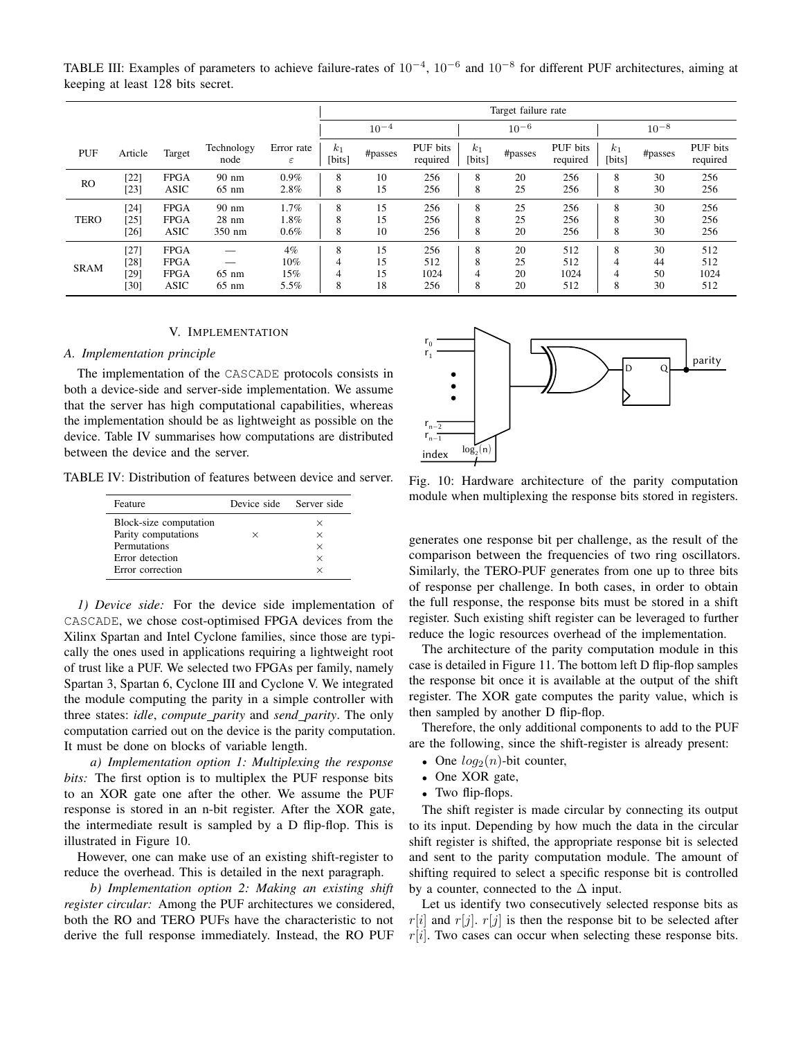TABLE III: Examples of parameters to achieve failure-rates of $10^{-4}$, $10^{-6}$ and $10^{-8}$ for different PUF architectures, aiming at keeping at least 128 bits secret.

| | | | | | Target failure rate | | | | | | | | |
|---|---|---|---|---|---|---|---|---|---|---|---|---|---|
| | | | | | $10^{-4}$ | | | $10^{-6}$ | | | $10^{-8}$ | | |
| PUF | Article | Target | Technology node | Error rate $\varepsilon$ | $k_1$ [bits] | #passes | PUF bits required | $k_1$ [bits] | #passes | PUF bits required | $k_1$ [bits] | #passes | PUF bits required |
| RO | [22] | FPGA | 90 nm | 0.9% | 8 | 10 | 256 | 8 | 20 | 256 | 8 | 30 | 256 |
| | [23] | ASIC | 65 nm | 2.8% | 8 | 15 | 256 | 8 | 25 | 256 | 8 | 30 | 256 |
| TERO | [24] | FPGA | 90 nm | 1.7% | 8 | 15 | 256 | 8 | 25 | 256 | 8 | 30 | 256 |
| | [25] | FPGA | 28 nm | 1.8% | 8 | 15 | 256 | 8 | 25 | 256 | 8 | 30 | 256 |
| | [26] | ASIC | 350 nm | 0.6% | 8 | 10 | 256 | 8 | 20 | 256 | 8 | 30 | 256 |
| SRAM | [27] | FPGA | — | 4% | 8 | 15 | 256 | 8 | 20 | 512 | 8 | 30 | 512 |
| | [28] | FPGA | — | 10% | 4 | 15 | 512 | 8 | 25 | 512 | 4 | 44 | 512 |
| | [29] | FPGA | 65 nm | 15% | 4 | 15 | 1024 | 4 | 20 | 1024 | 4 | 50 | 1024 |
| | [30] | ASIC | 65 nm | 5.5% | 8 | 18 | 256 | 8 | 20 | 512 | 8 | 30 | 512 |

## V. Implementation

### A. Implementation principle

The implementation of the CASCADE protocols consists in both a device-side and server-side implementation. We assume that the server has high computational capabilities, whereas the implementation should be as lightweight as possible on the device. Table IV summarises how computations are distributed between the device and the server.

TABLE IV: Distribution of features between device and server.

| Feature | Device side | Server side |
|---|---|---|
| Block-size computation | | × |
| Parity computations | × | × |
| Permutations | | × |
| Error detection | | × |
| Error correction | | × |

*1) Device side:* For the device side implementation of CASCADE, we chose cost-optimised FPGA devices from the Xilinx Spartan and Intel Cyclone families, since those are typically the ones used in applications requiring a lightweight root of trust like a PUF. We selected two FPGAs per family, namely Spartan 3, Spartan 6, Cyclone III and Cyclone V. We integrated the module computing the parity in a simple controller with three states: *idle*, *compute_parity* and *send_parity*. The only computation carried out on the device is the parity computation. It must be done on blocks of variable length.

*a) Implementation option 1: Multiplexing the response bits:* The first option is to multiplex the PUF response bits to an XOR gate one after the other. We assume the PUF response is stored in an n-bit register. After the XOR gate, the intermediate result is sampled by a D flip-flop. This is illustrated in Figure 10.

However, one can make use of an existing shift-register to reduce the overhead. This is detailed in the next paragraph.

*b) Implementation option 2: Making an existing shift register circular:* Among the PUF architectures we considered, both the RO and TERO PUFs have the characteristic to not derive the full response immediately. Instead, the RO PUF generates one response bit per challenge, as the result of the comparison between the frequencies of two ring oscillators. Similarly, the TERO-PUF generates from one up to three bits of response per challenge. In both cases, in order to obtain the full response, the response bits must be stored in a shift register. Such existing shift register can be leveraged to further reduce the logic resources overhead of the implementation.

Fig. 10: Hardware architecture of the parity computation module when multiplexing the response bits stored in registers.

The architecture of the parity computation module in this case is detailed in Figure 11. The bottom left D flip-flop samples the response bit once it is available at the output of the shift register. The XOR gate computes the parity value, which is then sampled by another D flip-flop.

Therefore, the only additional components to add to the PUF are the following, since the shift-register is already present:

- One $log_2(n)$-bit counter,
- One XOR gate,
- Two flip-flops.

The shift register is made circular by connecting its output to its input. Depending by how much the data in the circular shift register is shifted, the appropriate response bit is selected and sent to the parity computation module. The amount of shifting required to select a specific response bit is controlled by a counter, connected to the $\Delta$ input.

Let us identify two consecutively selected response bits as $r[i]$ and $r[j]$. $r[j]$ is then the response bit to be selected after $r[i]$. Two cases can occur when selecting these response bits.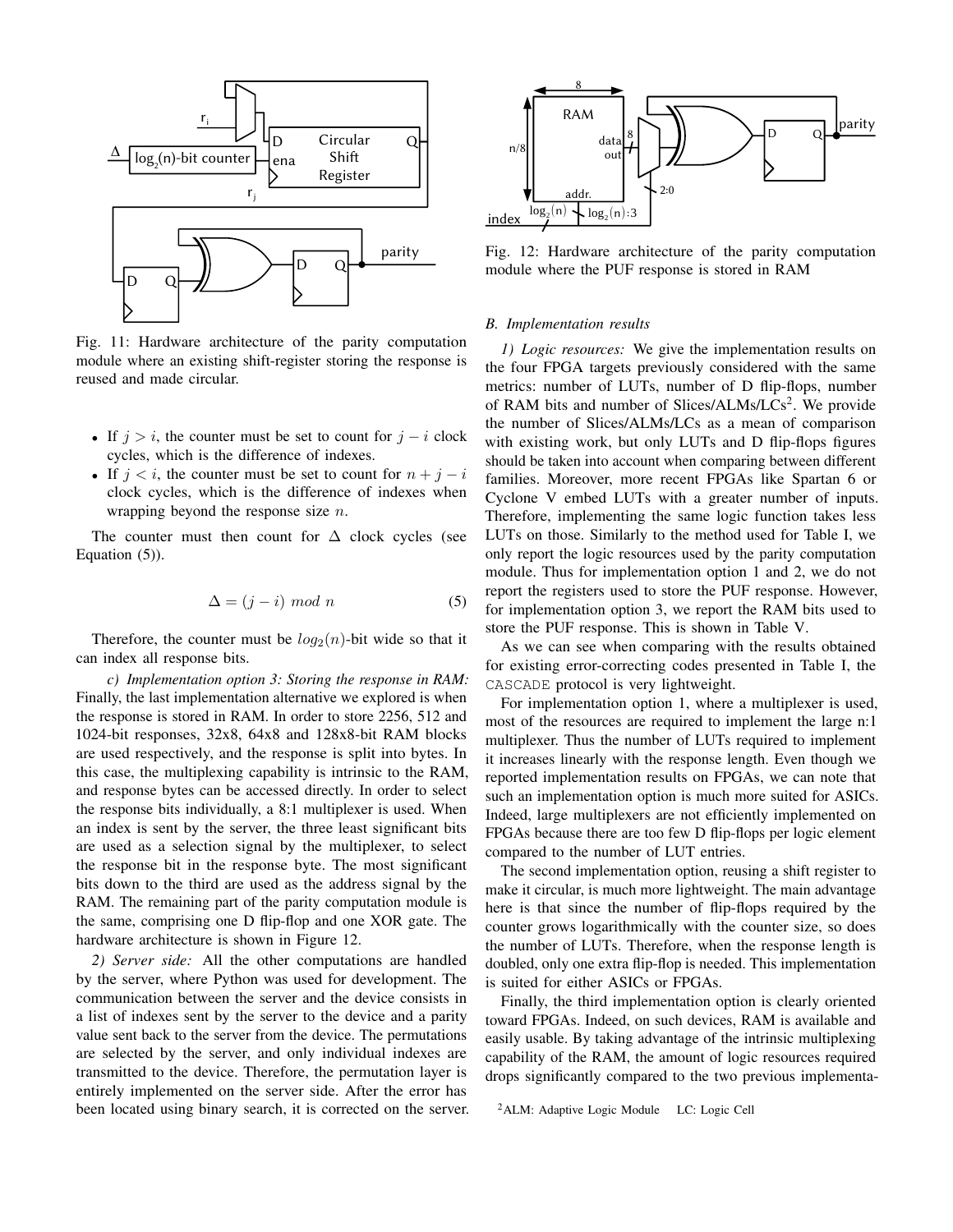Fig. 11: Hardware architecture of the parity computation module where an existing shift-register storing the response is reused and made circular.

- If $j > i$, the counter must be set to count for $j - i$ clock cycles, which is the difference of indexes.
- If $j < i$, the counter must be set to count for $n + j - i$ clock cycles, which is the difference of indexes when wrapping beyond the response size $n$.

The counter must then count for $\Delta$ clock cycles (see Equation (5)).

$$\Delta = (j - i) \ mod \ n \tag{5}$$

Therefore, the counter must be $log_2(n)$-bit wide so that it can index all response bits.

*c) Implementation option 3: Storing the response in RAM:* Finally, the last implementation alternative we explored is when the response is stored in RAM. In order to store 2256, 512 and 1024-bit responses, 32x8, 64x8 and 128x8-bit RAM blocks are used respectively, and the response is split into bytes. In this case, the multiplexing capability is intrinsic to the RAM, and response bytes can be accessed directly. In order to select the response bits individually, a 8:1 multiplexer is used. When an index is sent by the server, the three least significant bits are used as a selection signal by the multiplexer, to select the response bit in the response byte. The most significant bits down to the third are used as the address signal by the RAM. The remaining part of the parity computation module is the same, comprising one D flip-flop and one XOR gate. The hardware architecture is shown in Figure 12.

*2) Server side:* All the other computations are handled by the server, where Python was used for development. The communication between the server and the device consists in a list of indexes sent by the server to the device and a parity value sent back to the server from the device. The permutations are selected by the server, and only individual indexes are transmitted to the device. Therefore, the permutation layer is entirely implemented on the server side. After the error has been located using binary search, it is corrected on the server.

Fig. 12: Hardware architecture of the parity computation module where the PUF response is stored in RAM

### B. Implementation results

*1) Logic resources:* We give the implementation results on the four FPGA targets previously considered with the same metrics: number of LUTs, number of D flip-flops, number of RAM bits and number of Slices/ALMs/LCs[2]. We provide the number of Slices/ALMs/LCs as a mean of comparison with existing work, but only LUTs and D flip-flops figures should be taken into account when comparing between different families. Moreover, more recent FPGAs like Spartan 6 or Cyclone V embed LUTs with a greater number of inputs. Therefore, implementing the same logic function takes less LUTs on those. Similarly to the method used for Table I, we only report the logic resources used by the parity computation module. Thus for implementation option 1 and 2, we do not report the registers used to store the PUF response. However, for implementation option 3, we report the RAM bits used to store the PUF response. This is shown in Table V.

As we can see when comparing with the results obtained for existing error-correcting codes presented in Table I, the CASCADE protocol is very lightweight.

For implementation option 1, where a multiplexer is used, most of the resources are required to implement the large n:1 multiplexer. Thus the number of LUTs required to implement it increases linearly with the response length. Even though we reported implementation results on FPGAs, we can note that such an implementation option is much more suited for ASICs. Indeed, large multiplexers are not efficiently implemented on FPGAs because there are too few D flip-flops per logic element compared to the number of LUT entries.

The second implementation option, reusing a shift register to make it circular, is much more lightweight. The main advantage here is that since the number of flip-flops required by the counter grows logarithmically with the counter size, so does the number of LUTs. Therefore, when the response length is doubled, only one extra flip-flop is needed. This implementation is suited for either ASICs or FPGAs.

Finally, the third implementation option is clearly oriented toward FPGAs. Indeed, on such devices, RAM is available and easily usable. By taking advantage of the intrinsic multiplexing capability of the RAM, the amount of logic resources required drops significantly compared to the two previous implementa-

[2]ALM: Adaptive Logic Module LC: Logic Cell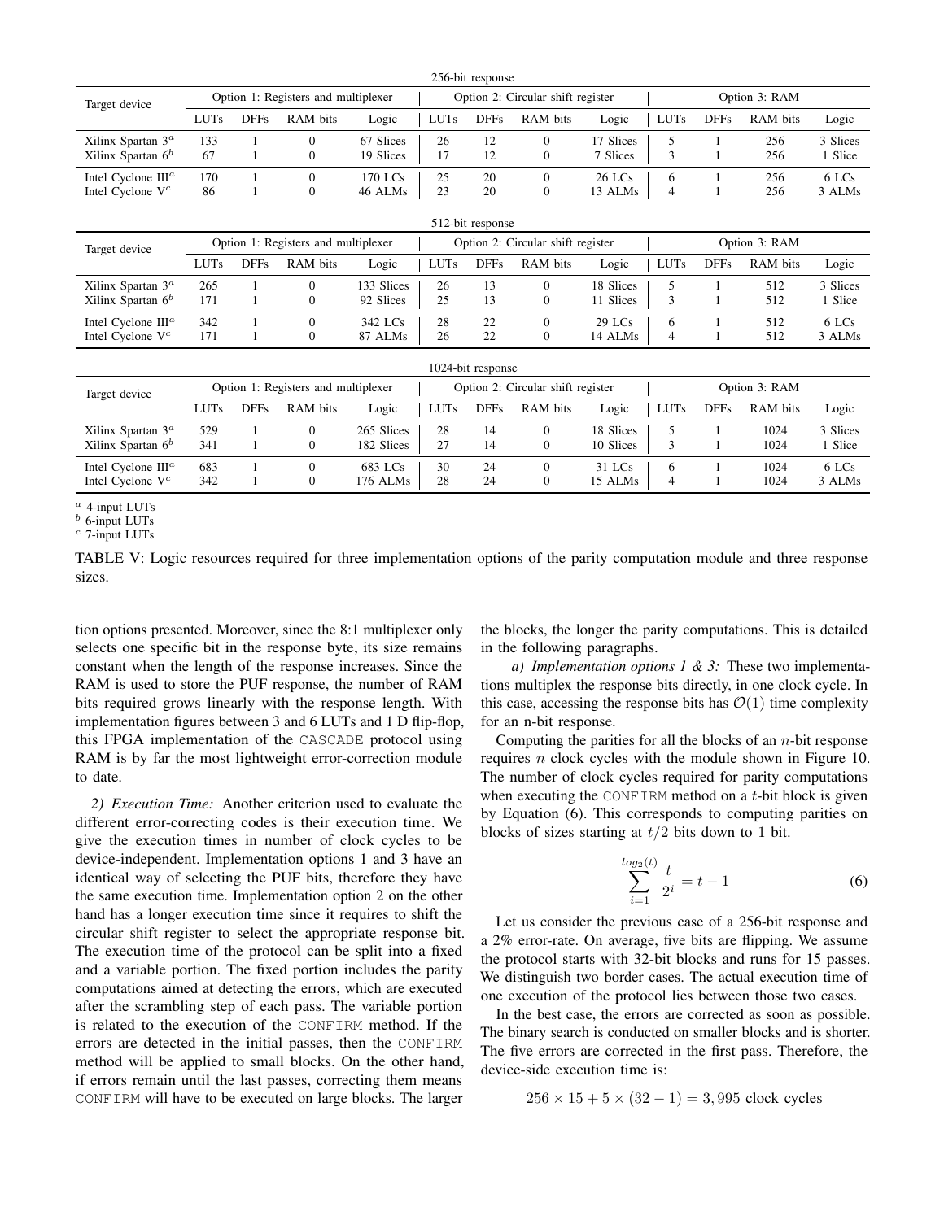| 256-bit response | | | | | | | | | | | | |
|---|---|---|---|---|---|---|---|---|---|---|---|---|
| Target device | Option 1: Registers and multiplexer | | | | Option 2: Circular shift register | | | | Option 3: RAM | | | |
| | LUTs | DFFs | RAM bits | Logic | LUTs | DFFs | RAM bits | Logic | LUTs | DFFs | RAM bits | Logic |
| Xilinx Spartan 3[a] | 133 | 1 | 0 | 67 Slices | 26 | 12 | 0 | 17 Slices | 5 | 1 | 256 | 3 Slices |
| Xilinx Spartan 6[b] | 67 | 1 | 0 | 19 Slices | 17 | 12 | 0 | 7 Slices | 3 | 1 | 256 | 1 Slice |
| Intel Cyclone III[a] | 170 | 1 | 0 | 170 LCs | 25 | 20 | 0 | 26 LCs | 6 | 1 | 256 | 6 LCs |
| Intel Cyclone V[c] | 86 | 1 | 0 | 46 ALMs | 23 | 20 | 0 | 13 ALMs | 4 | 1 | 256 | 3 ALMs |

| 512-bit response | | | | | | | | | | | | |
|---|---|---|---|---|---|---|---|---|---|---|---|---|
| Target device | Option 1: Registers and multiplexer | | | | Option 2: Circular shift register | | | | Option 3: RAM | | | |
| | LUTs | DFFs | RAM bits | Logic | LUTs | DFFs | RAM bits | Logic | LUTs | DFFs | RAM bits | Logic |
| Xilinx Spartan 3[a] | 265 | 1 | 0 | 133 Slices | 26 | 13 | 0 | 18 Slices | 5 | 1 | 512 | 3 Slices |
| Xilinx Spartan 6[b] | 171 | 1 | 0 | 92 Slices | 25 | 13 | 0 | 11 Slices | 3 | 1 | 512 | 1 Slice |
| Intel Cyclone III[a] | 342 | 1 | 0 | 342 LCs | 28 | 22 | 0 | 29 LCs | 6 | 1 | 512 | 6 LCs |
| Intel Cyclone V[c] | 171 | 1 | 0 | 87 ALMs | 26 | 22 | 0 | 14 ALMs | 4 | 1 | 512 | 3 ALMs |

| 1024-bit response | | | | | | | | | | | | |
|---|---|---|---|---|---|---|---|---|---|---|---|---|
| Target device | Option 1: Registers and multiplexer | | | | Option 2: Circular shift register | | | | Option 3: RAM | | | |
| | LUTs | DFFs | RAM bits | Logic | LUTs | DFFs | RAM bits | Logic | LUTs | DFFs | RAM bits | Logic |
| Xilinx Spartan 3[a] | 529 | 1 | 0 | 265 Slices | 28 | 14 | 0 | 18 Slices | 5 | 1 | 1024 | 3 Slices |
| Xilinx Spartan 6[b] | 341 | 1 | 0 | 182 Slices | 27 | 14 | 0 | 10 Slices | 3 | 1 | 1024 | 1 Slice |
| Intel Cyclone III[a] | 683 | 1 | 0 | 683 LCs | 30 | 24 | 0 | 31 LCs | 6 | 1 | 1024 | 6 LCs |
| Intel Cyclone V[c] | 342 | 1 | 0 | 176 ALMs | 28 | 24 | 0 | 15 ALMs | 4 | 1 | 1024 | 3 ALMs |

[a] 4-input LUTs
[b] 6-input LUTs
[c] 7-input LUTs

TABLE V: Logic resources required for three implementation options of the parity computation module and three response sizes.

tion options presented. Moreover, since the 8:1 multiplexer only selects one specific bit in the response byte, its size remains constant when the length of the response increases. Since the RAM is used to store the PUF response, the number of RAM bits required grows linearly with the response length. With implementation figures between 3 and 6 LUTs and 1 D flip-flop, this FPGA implementation of the CASCADE protocol using RAM is by far the most lightweight error-correction module to date.

*2) Execution Time:* Another criterion used to evaluate the different error-correcting codes is their execution time. We give the execution times in number of clock cycles to be device-independent. Implementation options 1 and 3 have an identical way of selecting the PUF bits, therefore they have the same execution time. Implementation option 2 on the other hand has a longer execution time since it requires to shift the circular shift register to select the appropriate response bit. The execution time of the protocol can be split into a fixed and a variable portion. The fixed portion includes the parity computations aimed at detecting the errors, which are executed after the scrambling step of each pass. The variable portion is related to the execution of the CONFIRM method. If the errors are detected in the initial passes, then the CONFIRM method will be applied to small blocks. On the other hand, if errors remain until the last passes, correcting them means CONFIRM will have to be executed on large blocks. The larger the blocks, the longer the parity computations. This is detailed in the following paragraphs.

*a) Implementation options 1 & 3:* These two implementations multiplex the response bits directly, in one clock cycle. In this case, accessing the response bits has $\mathcal{O}(1)$ time complexity for an n-bit response.

Computing the parities for all the blocks of an $n$-bit response requires $n$ clock cycles with the module shown in Figure 10. The number of clock cycles required for parity computations when executing the CONFIRM method on a $t$-bit block is given by Equation (6). This corresponds to computing parities on blocks of sizes starting at $t/2$ bits down to 1 bit.

$$\sum_{i=1}^{log_2(t)} \frac{t}{2^i} = t - 1 \tag{6}$$

Let us consider the previous case of a 256-bit response and a 2% error-rate. On average, five bits are flipping. We assume the protocol starts with 32-bit blocks and runs for 15 passes. We distinguish two border cases. The actual execution time of one execution of the protocol lies between those two cases.

In the best case, the errors are corrected as soon as possible. The binary search is conducted on smaller blocks and is shorter. The five errors are corrected in the first pass. Therefore, the device-side execution time is:

$$256 \times 15 + 5 \times (32 - 1) = 3,995 \text{ clock cycles}$$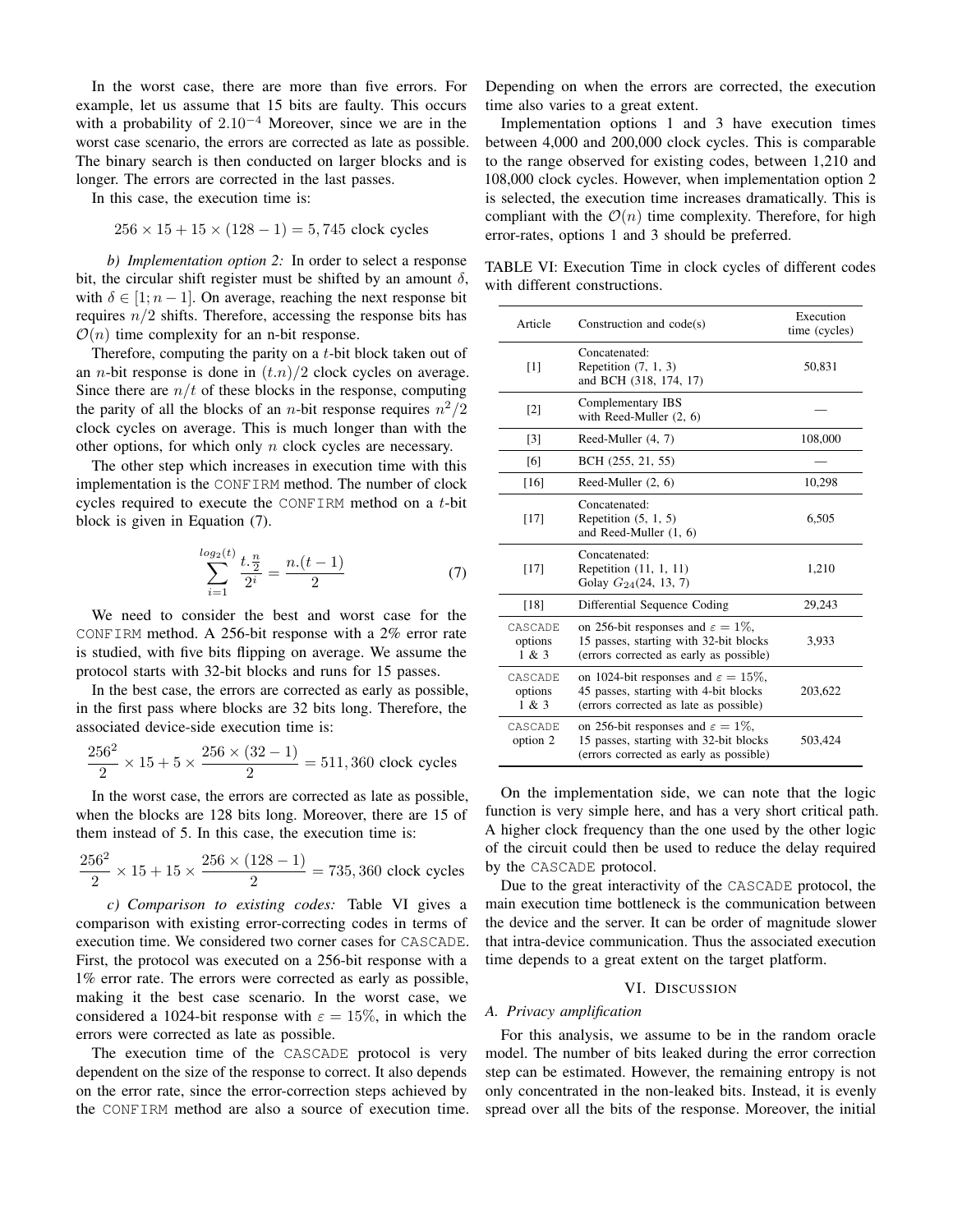In the worst case, there are more than five errors. For example, let us assume that 15 bits are faulty. This occurs with a probability of $2.10^{-4}$ Moreover, since we are in the worst case scenario, the errors are corrected as late as possible. The binary search is then conducted on larger blocks and is longer. The errors are corrected in the last passes.

In this case, the execution time is:

$$256 \times 15 + 15 \times (128 - 1) = 5,745 \text{ clock cycles}$$

*b) Implementation option 2:* In order to select a response bit, the circular shift register must be shifted by an amount $\delta$, with $\delta \in [1; n-1]$. On average, reaching the next response bit requires $n/2$ shifts. Therefore, accessing the response bits has $\mathcal{O}(n)$ time complexity for an n-bit response.

Therefore, computing the parity on a $t$-bit block taken out of an $n$-bit response is done in $(t.n)/2$ clock cycles on average. Since there are $n/t$ of these blocks in the response, computing the parity of all the blocks of an $n$-bit response requires $n^2/2$ clock cycles on average. This is much longer than with the other options, for which only $n$ clock cycles are necessary.

The other step which increases in execution time with this implementation is the CONFIRM method. The number of clock cycles required to execute the CONFIRM method on a $t$-bit block is given in Equation (7).

$$\sum_{i=1}^{log_2(t)} \frac{t.\frac{n}{2}}{2^i} = \frac{n.(t-1)}{2} \tag{7}$$

We need to consider the best and worst case for the CONFIRM method. A 256-bit response with a 2% error rate is studied, with five bits flipping on average. We assume the protocol starts with 32-bit blocks and runs for 15 passes.

In the best case, the errors are corrected as early as possible, in the first pass where blocks are 32 bits long. Therefore, the associated device-side execution time is:

$$\frac{256^2}{2} \times 15 + 5 \times \frac{256 \times (32-1)}{2} = 511,360 \text{ clock cycles}$$

In the worst case, the errors are corrected as late as possible, when the blocks are 128 bits long. Moreover, there are 15 of them instead of 5. In this case, the execution time is:

$$\frac{256^2}{2} \times 15 + 15 \times \frac{256 \times (128-1)}{2} = 735,360 \text{ clock cycles}$$

*c) Comparison to existing codes:* Table VI gives a comparison with existing error-correcting codes in terms of execution time. We considered two corner cases for CASCADE. First, the protocol was executed on a 256-bit response with a 1% error rate. The errors were corrected as early as possible, making it the best case scenario. In the worst case, we considered a 1024-bit response with $\varepsilon = 15\%$, in which the errors were corrected as late as possible.

The execution time of the CASCADE protocol is very dependent on the size of the response to correct. It also depends on the error rate, since the error-correction steps achieved by the CONFIRM method are also a source of execution time. Depending on when the errors are corrected, the execution time also varies to a great extent.

Implementation options 1 and 3 have execution times between 4,000 and 200,000 clock cycles. This is comparable to the range observed for existing codes, between 1,210 and 108,000 clock cycles. However, when implementation option 2 is selected, the execution time increases dramatically. This is compliant with the $\mathcal{O}(n)$ time complexity. Therefore, for high error-rates, options 1 and 3 should be preferred.

TABLE VI: Execution Time in clock cycles of different codes with different constructions.

| Article | Construction and code(s) | Execution time (cycles) |
|---|---|---|
| [1] | Concatenated: Repetition (7, 1, 3) and BCH (318, 174, 17) | 50,831 |
| [2] | Complementary IBS with Reed-Muller (2, 6) | — |
| [3] | Reed-Muller (4, 7) | 108,000 |
| [6] | BCH (255, 21, 55) | — |
| [16] | Reed-Muller (2, 6) | 10,298 |
| [17] | Concatenated: Repetition (5, 1, 5) and Reed-Muller (1, 6) | 6,505 |
| [17] | Concatenated: Repetition (11, 1, 11) Golay $G_{24}(24, 13, 7)$ | 1,210 |
| [18] | Differential Sequence Coding | 29,243 |
| CASCADE options 1 & 3 | on 256-bit responses and $\varepsilon = 1\%$, 15 passes, starting with 32-bit blocks (errors corrected as early as possible) | 3,933 |
| CASCADE options 1 & 3 | on 1024-bit responses and $\varepsilon = 15\%$, 45 passes, starting with 4-bit blocks (errors corrected as late as possible) | 203,622 |
| CASCADE option 2 | on 256-bit responses and $\varepsilon = 1\%$, 15 passes, starting with 32-bit blocks (errors corrected as early as possible) | 503,424 |

On the implementation side, we can note that the logic function is very simple here, and has a very short critical path. A higher clock frequency than the one used by the other logic of the circuit could then be used to reduce the delay required by the CASCADE protocol.

Due to the great interactivity of the CASCADE protocol, the main execution time bottleneck is the communication between the device and the server. It can be order of magnitude slower that intra-device communication. Thus the associated execution time depends to a great extent on the target platform.

## VI. Discussion

### A. Privacy amplification

For this analysis, we assume to be in the random oracle model. The number of bits leaked during the error correction step can be estimated. However, the remaining entropy is not only concentrated in the non-leaked bits. Instead, it is evenly spread over all the bits of the response. Moreover, the initial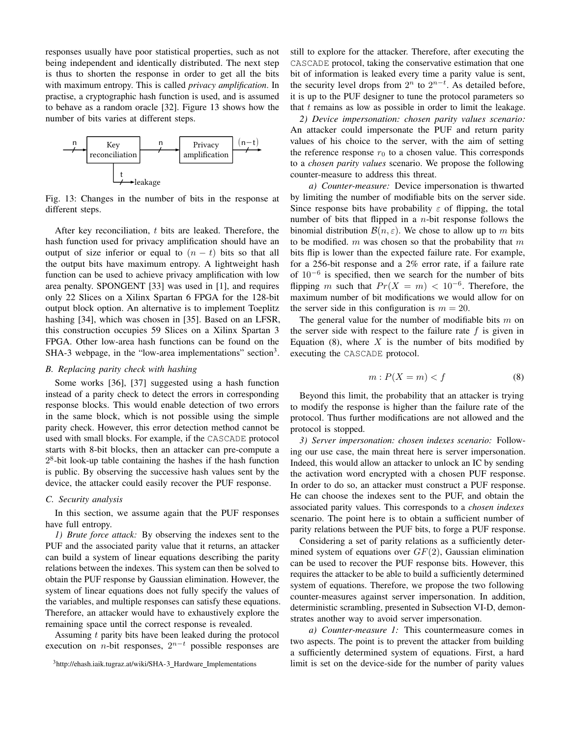responses usually have poor statistical properties, such as not being independent and identically distributed. The next step is thus to shorten the response in order to get all the bits with maximum entropy. This is called *privacy amplification*. In practise, a cryptographic hash function is used, and is assumed to behave as a random oracle [32]. Figure 13 shows how the number of bits varies at different steps.

Fig. 13: Changes in the number of bits in the response at different steps.

After key reconciliation, $t$ bits are leaked. Therefore, the hash function used for privacy amplification should have an output of size inferior or equal to $(n - t)$ bits so that all the output bits have maximum entropy. A lightweight hash function can be used to achieve privacy amplification with low area penalty. SPONGENT [33] was used in [1], and requires only 22 Slices on a Xilinx Spartan 6 FPGA for the 128-bit output block option. An alternative is to implement Toeplitz hashing [34], which was chosen in [35]. Based on an LFSR, this construction occupies 59 Slices on a Xilinx Spartan 3 FPGA. Other low-area hash functions can be found on the SHA-3 webpage, in the "low-area implementations" section[3].

[3]http://ehash.iaik.tugraz.at/wiki/SHA-3_Hardware_Implementations

### *B. Replacing parity check with hashing*

Some works [36], [37] suggested using a hash function instead of a parity check to detect the errors in corresponding response blocks. This would enable detection of two errors in the same block, which is not possible using the simple parity check. However, this error detection method cannot be used with small blocks. For example, if the CASCADE protocol starts with 8-bit blocks, then an attacker can pre-compute a $2^8$-bit look-up table containing the hashes if the hash function is public. By observing the successive hash values sent by the device, the attacker could easily recover the PUF response.

### *C. Security analysis*

In this section, we assume again that the PUF responses have full entropy.

*1) Brute force attack:* By observing the indexes sent to the PUF and the associated parity value that it returns, an attacker can build a system of linear equations describing the parity relations between the indexes. This system can then be solved to obtain the PUF response by Gaussian elimination. However, the system of linear equations does not fully specify the values of the variables, and multiple responses can satisfy these equations. Therefore, an attacker would have to exhaustively explore the remaining space until the correct response is revealed.

Assuming $t$ parity bits have been leaked during the protocol execution on $n$-bit responses, $2^{n-t}$ possible responses are still to explore for the attacker. Therefore, after executing the CASCADE protocol, taking the conservative estimation that one bit of information is leaked every time a parity value is sent, the security level drops from $2^n$ to $2^{n-t}$. As detailed before, it is up to the PUF designer to tune the protocol parameters so that $t$ remains as low as possible in order to limit the leakage.

*2) Device impersonation: chosen parity values scenario:* An attacker could impersonate the PUF and return parity values of his choice to the server, with the aim of setting the reference response $r_0$ to a chosen value. This corresponds to a *chosen parity values* scenario. We propose the following counter-measure to address this threat.

*a) Counter-measure:* Device impersonation is thwarted by limiting the number of modifiable bits on the server side. Since response bits have probability $\varepsilon$ of flipping, the total number of bits that flipped in a $n$-bit response follows the binomial distribution $\mathcal{B}(n, \varepsilon)$. We chose to allow up to $m$ bits to be modified. $m$ was chosen so that the probability that $m$ bits flip is lower than the expected failure rate. For example, for a 256-bit response and a 2% error rate, if a failure rate of $10^{-6}$ is specified, then we search for the number of bits flipping $m$ such that $Pr(X = m) < 10^{-6}$. Therefore, the maximum number of bit modifications we would allow for on the server side in this configuration is $m = 20$.

The general value for the number of modifiable bits $m$ on the server side with respect to the failure rate $f$ is given in Equation (8), where $X$ is the number of bits modified by executing the CASCADE protocol.

$$m : P(X = m) < f \tag{8}$$

Beyond this limit, the probability that an attacker is trying to modify the response is higher than the failure rate of the protocol. Thus further modifications are not allowed and the protocol is stopped.

*3) Server impersonation: chosen indexes scenario:* Following our use case, the main threat here is server impersonation. Indeed, this would allow an attacker to unlock an IC by sending the activation word encrypted with a chosen PUF response. In order to do so, an attacker must construct a PUF response. He can choose the indexes sent to the PUF, and obtain the associated parity values. This corresponds to a *chosen indexes* scenario. The point here is to obtain a sufficient number of parity relations between the PUF bits, to forge a PUF response.

Considering a set of parity relations as a sufficiently determined system of equations over $GF(2)$, Gaussian elimination can be used to recover the PUF response bits. However, this requires the attacker to be able to build a sufficiently determined system of equations. Therefore, we propose the two following counter-measures against server impersonation. In addition, deterministic scrambling, presented in Subsection VI-D, demonstrates another way to avoid server impersonation.

*a) Counter-measure 1:* This countermeasure comes in two aspects. The point is to prevent the attacker from building a sufficiently determined system of equations. First, a hard limit is set on the device-side for the number of parity values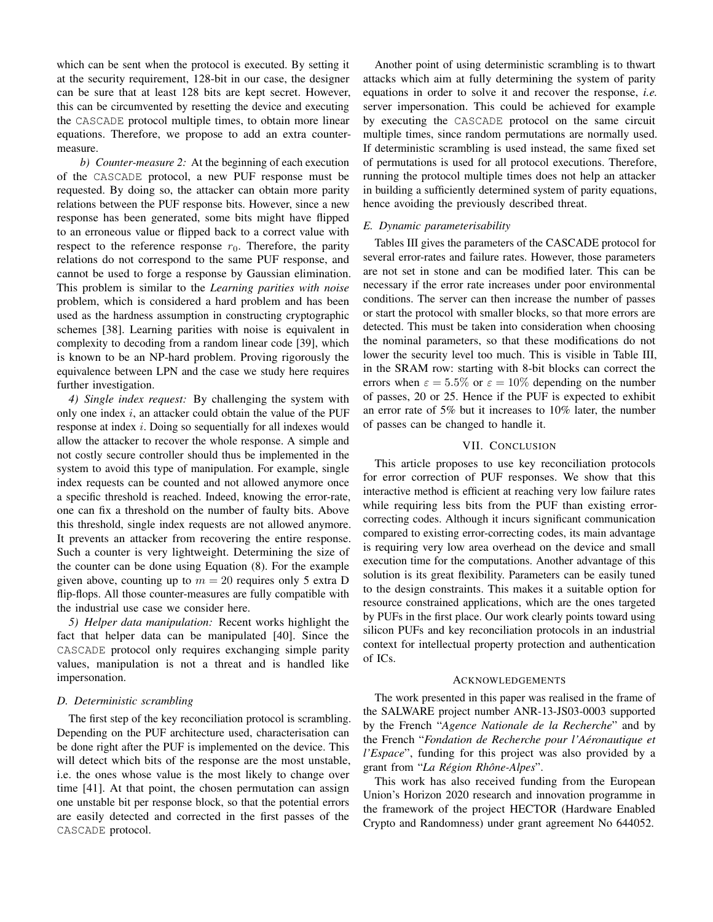which can be sent when the protocol is executed. By setting it at the security requirement, 128-bit in our case, the designer can be sure that at least 128 bits are kept secret. However, this can be circumvented by resetting the device and executing the CASCADE protocol multiple times, to obtain more linear equations. Therefore, we propose to add an extra counter-measure.

*b) Counter-measure 2:* At the beginning of each execution of the CASCADE protocol, a new PUF response must be requested. By doing so, the attacker can obtain more parity relations between the PUF response bits. However, since a new response has been generated, some bits might have flipped to an erroneous value or flipped back to a correct value with respect to the reference response $r_0$. Therefore, the parity relations do not correspond to the same PUF response, and cannot be used to forge a response by Gaussian elimination. This problem is similar to the *Learning parities with noise* problem, which is considered a hard problem and has been used as the hardness assumption in constructing cryptographic schemes [38]. Learning parities with noise is equivalent in complexity to decoding from a random linear code [39], which is known to be an NP-hard problem. Proving rigorously the equivalence between LPN and the case we study here requires further investigation.

*4) Single index request:* By challenging the system with only one index $i$, an attacker could obtain the value of the PUF response at index $i$. Doing so sequentially for all indexes would allow the attacker to recover the whole response. A simple and not costly secure controller should thus be implemented in the system to avoid this type of manipulation. For example, single index requests can be counted and not allowed anymore once a specific threshold is reached. Indeed, knowing the error-rate, one can fix a threshold on the number of faulty bits. Above this threshold, single index requests are not allowed anymore. It prevents an attacker from recovering the entire response. Such a counter is very lightweight. Determining the size of the counter can be done using Equation (8). For the example given above, counting up to $m = 20$ requires only 5 extra D flip-flops. All those counter-measures are fully compatible with the industrial use case we consider here.

*5) Helper data manipulation:* Recent works highlight the fact that helper data can be manipulated [40]. Since the CASCADE protocol only requires exchanging simple parity values, manipulation is not a threat and is handled like impersonation.

### D. Deterministic scrambling

The first step of the key reconciliation protocol is scrambling. Depending on the PUF architecture used, characterisation can be done right after the PUF is implemented on the device. This will detect which bits of the response are the most unstable, i.e. the ones whose value is the most likely to change over time [41]. At that point, the chosen permutation can assign one unstable bit per response block, so that the potential errors are easily detected and corrected in the first passes of the CASCADE protocol.

Another point of using deterministic scrambling is to thwart attacks which aim at fully determining the system of parity equations in order to solve it and recover the response, *i.e.* server impersonation. This could be achieved for example by executing the CASCADE protocol on the same circuit multiple times, since random permutations are normally used. If deterministic scrambling is used instead, the same fixed set of permutations is used for all protocol executions. Therefore, running the protocol multiple times does not help an attacker in building a sufficiently determined system of parity equations, hence avoiding the previously described threat.

### E. Dynamic parameterisability

Tables III gives the parameters of the CASCADE protocol for several error-rates and failure rates. However, those parameters are not set in stone and can be modified later. This can be necessary if the error rate increases under poor environmental conditions. The server can then increase the number of passes or start the protocol with smaller blocks, so that more errors are detected. This must be taken into consideration when choosing the nominal parameters, so that these modifications do not lower the security level too much. This is visible in Table III, in the SRAM row: starting with 8-bit blocks can correct the errors when $\varepsilon = 5.5\%$ or $\varepsilon = 10\%$ depending on the number of passes, 20 or 25. Hence if the PUF is expected to exhibit an error rate of 5% but it increases to 10% later, the number of passes can be changed to handle it.

## VII. Conclusion

This article proposes to use key reconciliation protocols for error correction of PUF responses. We show that this interactive method is efficient at reaching very low failure rates while requiring less bits from the PUF than existing error-correcting codes. Although it incurs significant communication compared to existing error-correcting codes, its main advantage is requiring very low area overhead on the device and small execution time for the computations. Another advantage of this solution is its great flexibility. Parameters can be easily tuned to the design constraints. This makes it a suitable option for resource constrained applications, which are the ones targeted by PUFs in the first place. Our work clearly points toward using silicon PUFs and key reconciliation protocols in an industrial context for intellectual property protection and authentication of ICs.

## Acknowledgements

The work presented in this paper was realised in the frame of the SALWARE project number ANR-13-JS03-0003 supported by the French "*Agence Nationale de la Recherche*" and by the French "*Fondation de Recherche pour l'Aéronautique et l'Espace*", funding for this project was also provided by a grant from "*La Région Rhône-Alpes*".

This work has also received funding from the European Union's Horizon 2020 research and innovation programme in the framework of the project HECTOR (Hardware Enabled Crypto and Randomness) under grant agreement No 644052.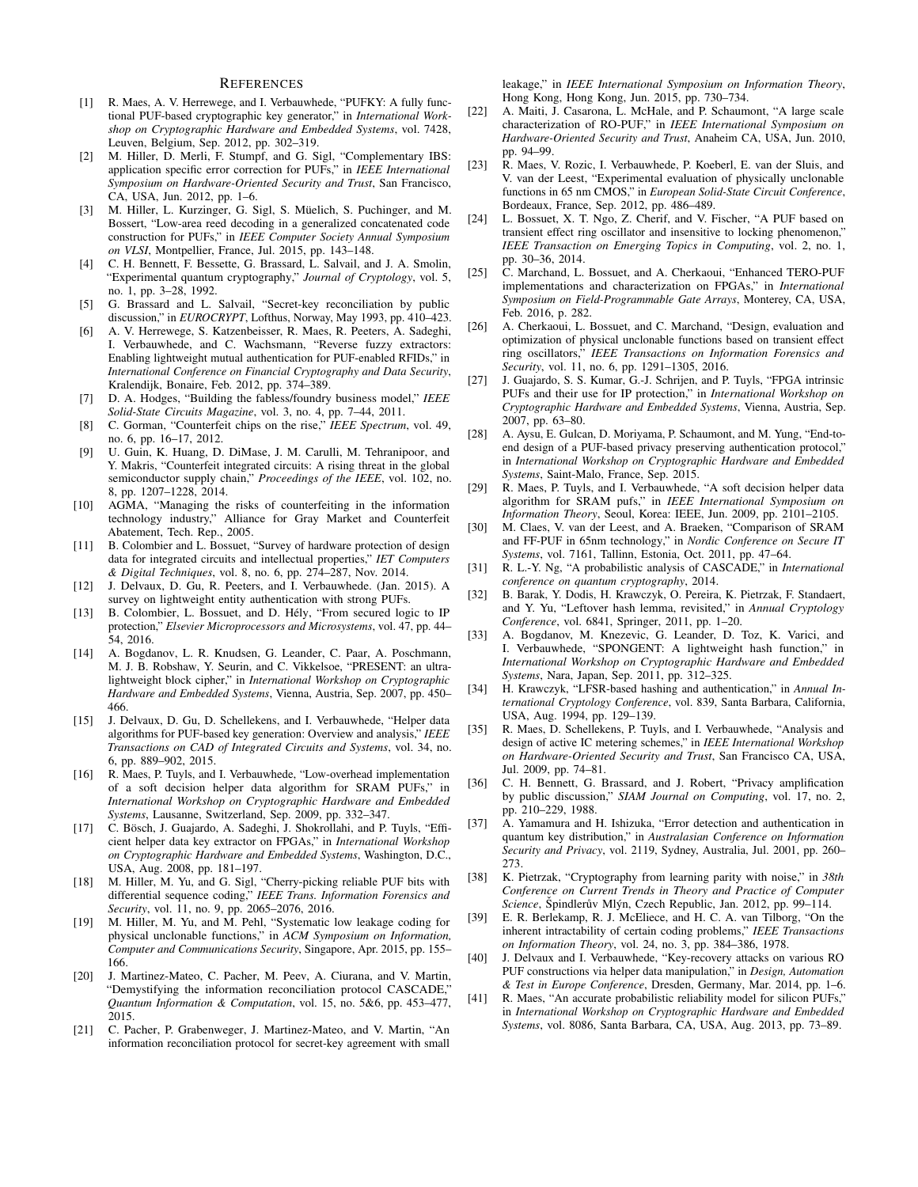## References

[1] R. Maes, A. V. Herrewege, and I. Verbauwhede, "PUFKY: A fully functional PUF-based cryptographic key generator," in *International Workshop on Cryptographic Hardware and Embedded Systems*, vol. 7428, Leuven, Belgium, Sep. 2012, pp. 302–319.

[2] M. Hiller, D. Merli, F. Stumpf, and G. Sigl, "Complementary IBS: application specific error correction for PUFs," in *IEEE International Symposium on Hardware-Oriented Security and Trust*, San Francisco, CA, USA, Jun. 2012, pp. 1–6.

[3] M. Hiller, L. Kurzinger, G. Sigl, S. Müelich, S. Puchinger, and M. Bossert, "Low-area reed decoding in a generalized concatenated code construction for PUFs," in *IEEE Computer Society Annual Symposium on VLSI*, Montpellier, France, Jul. 2015, pp. 143–148.

[4] C. H. Bennett, F. Bessette, G. Brassard, L. Salvail, and J. A. Smolin, "Experimental quantum cryptography," *Journal of Cryptology*, vol. 5, no. 1, pp. 3–28, 1992.

[5] G. Brassard and L. Salvail, "Secret-key reconciliation by public discussion," in *EUROCRYPT*, Lofthus, Norway, May 1993, pp. 410–423.

[6] A. V. Herrewege, S. Katzenbeisser, R. Maes, R. Peeters, A. Sadeghi, I. Verbauwhede, and C. Wachsmann, "Reverse fuzzy extractors: Enabling lightweight mutual authentication for PUF-enabled RFIDs," in *International Conference on Financial Cryptography and Data Security*, Kralendijk, Bonaire, Feb. 2012, pp. 374–389.

[7] D. A. Hodges, "Building the fabless/foundry business model," *IEEE Solid-State Circuits Magazine*, vol. 3, no. 4, pp. 7–44, 2011.

[8] C. Gorman, "Counterfeit chips on the rise," *IEEE Spectrum*, vol. 49, no. 6, pp. 16–17, 2012.

[9] U. Guin, K. Huang, D. DiMase, J. M. Carulli, M. Tehranipoor, and Y. Makris, "Counterfeit integrated circuits: A rising threat in the global semiconductor supply chain," *Proceedings of the IEEE*, vol. 102, no. 8, pp. 1207–1228, 2014.

[10] AGMA, "Managing the risks of counterfeiting in the information technology industry," Alliance for Gray Market and Counterfeit Abatement, Tech. Rep., 2005.

[11] B. Colombier and L. Bossuet, "Survey of hardware protection of design data for integrated circuits and intellectual properties," *IET Computers & Digital Techniques*, vol. 8, no. 6, pp. 274–287, Nov. 2014.

[12] J. Delvaux, D. Gu, R. Peeters, and I. Verbauwhede. (Jan. 2015). A survey on lightweight entity authentication with strong PUFs.

[13] B. Colombier, L. Bossuet, and D. Hély, "From secured logic to IP protection," *Elsevier Microprocessors and Microsystems*, vol. 47, pp. 44–54, 2016.

[14] A. Bogdanov, L. R. Knudsen, G. Leander, C. Paar, A. Poschmann, M. J. B. Robshaw, Y. Seurin, and C. Vikkelsoe, "PRESENT: an ultra-lightweight block cipher," in *International Workshop on Cryptographic Hardware and Embedded Systems*, Vienna, Austria, Sep. 2007, pp. 450–466.

[15] J. Delvaux, D. Gu, D. Schellekens, and I. Verbauwhede, "Helper data algorithms for PUF-based key generation: Overview and analysis," *IEEE Transactions on CAD of Integrated Circuits and Systems*, vol. 34, no. 6, pp. 889–902, 2015.

[16] R. Maes, P. Tuyls, and I. Verbauwhede, "Low-overhead implementation of a soft decision helper data algorithm for SRAM PUFs," in *International Workshop on Cryptographic Hardware and Embedded Systems*, Lausanne, Switzerland, Sep. 2009, pp. 332–347.

[17] C. Bösch, J. Guajardo, A. Sadeghi, J. Shokrollahi, and P. Tuyls, "Efficient helper data key extractor on FPGAs," in *International Workshop on Cryptographic Hardware and Embedded Systems*, Washington, D.C., USA, Aug. 2008, pp. 181–197.

[18] M. Hiller, M. Yu, and G. Sigl, "Cherry-picking reliable PUF bits with differential sequence coding," *IEEE Trans. Information Forensics and Security*, vol. 11, no. 9, pp. 2065–2076, 2016.

[19] M. Hiller, M. Yu, and M. Pehl, "Systematic low leakage coding for physical unclonable functions," in *ACM Symposium on Information, Computer and Communications Security*, Singapore, Apr. 2015, pp. 155–166.

[20] J. Martinez-Mateo, C. Pacher, M. Peev, A. Ciurana, and V. Martin, "Demystifying the information reconciliation protocol CASCADE," *Quantum Information & Computation*, vol. 15, no. 5&6, pp. 453–477, 2015.

[21] C. Pacher, P. Grabenweger, J. Martinez-Mateo, and V. Martin, "An information reconciliation protocol for secret-key agreement with small leakage," in *IEEE International Symposium on Information Theory*, Hong Kong, Hong Kong, Jun. 2015, pp. 730–734.

[22] A. Maiti, J. Casarona, L. McHale, and P. Schaumont, "A large scale characterization of RO-PUF," in *IEEE International Symposium on Hardware-Oriented Security and Trust*, Anaheim CA, USA, Jun. 2010, pp. 94–99.

[23] R. Maes, V. Rozic, I. Verbauwhede, P. Koeberl, E. van der Sluis, and V. van der Leest, "Experimental evaluation of physically unclonable functions in 65 nm CMOS," in *European Solid-State Circuit Conference*, Bordeaux, France, Sep. 2012, pp. 486–489.

[24] L. Bossuet, X. T. Ngo, Z. Cherif, and V. Fischer, "A PUF based on transient effect ring oscillator and insensitive to locking phenomenon," *IEEE Transaction on Emerging Topics in Computing*, vol. 2, no. 1, pp. 30–36, 2014.

[25] C. Marchand, L. Bossuet, and A. Cherkaoui, "Enhanced TERO-PUF implementations and characterization on FPGAs," in *International Symposium on Field-Programmable Gate Arrays*, Monterey, CA, USA, Feb. 2016, p. 282.

[26] A. Cherkaoui, L. Bossuet, and C. Marchand, "Design, evaluation and optimization of physical unclonable functions based on transient effect ring oscillators," *IEEE Transactions on Information Forensics and Security*, vol. 11, no. 6, pp. 1291–1305, 2016.

[27] J. Guajardo, S. S. Kumar, G.-J. Schrijen, and P. Tuyls, "FPGA intrinsic PUFs and their use for IP protection," in *International Workshop on Cryptographic Hardware and Embedded Systems*, Vienna, Austria, Sep. 2007, pp. 63–80.

[28] A. Aysu, E. Gulcan, D. Moriyama, P. Schaumont, and M. Yung, "End-to-end design of a PUF-based privacy preserving authentication protocol," in *International Workshop on Cryptographic Hardware and Embedded Systems*, Saint-Malo, France, Sep. 2015.

[29] R. Maes, P. Tuyls, and I. Verbauwhede, "A soft decision helper data algorithm for SRAM pufs," in *IEEE International Symposium on Information Theory*, Seoul, Korea: IEEE, Jun. 2009, pp. 2101–2105.

[30] M. Claes, V. van der Leest, and A. Braeken, "Comparison of SRAM and FF-PUF in 65nm technology," in *Nordic Conference on Secure IT Systems*, vol. 7161, Tallinn, Estonia, Oct. 2011, pp. 47–64.

[31] R. L.-Y. Ng, "A probabilistic analysis of CASCADE," in *International conference on quantum cryptography*, 2014.

[32] B. Barak, Y. Dodis, H. Krawczyk, O. Pereira, K. Pietrzak, F. Standaert, and Y. Yu, "Leftover hash lemma, revisited," in *Annual Cryptology Conference*, vol. 6841, Springer, 2011, pp. 1–20.

[33] A. Bogdanov, M. Knezevic, G. Leander, D. Toz, K. Varici, and I. Verbauwhede, "SPONGENT: A lightweight hash function," in *International Workshop on Cryptographic Hardware and Embedded Systems*, Nara, Japan, Sep. 2011, pp. 312–325.

[34] H. Krawczyk, "LFSR-based hashing and authentication," in *Annual International Cryptology Conference*, vol. 839, Santa Barbara, California, USA, Aug. 1994, pp. 129–139.

[35] R. Maes, D. Schellekens, P. Tuyls, and I. Verbauwhede, "Analysis and design of active IC metering schemes," in *IEEE International Workshop on Hardware-Oriented Security and Trust*, San Francisco CA, USA, Jul. 2009, pp. 74–81.

[36] C. H. Bennett, G. Brassard, and J. Robert, "Privacy amplification by public discussion," *SIAM Journal on Computing*, vol. 17, no. 2, pp. 210–229, 1988.

[37] A. Yamamura and H. Ishizuka, "Error detection and authentication in quantum key distribution," in *Australasian Conference on Information Security and Privacy*, vol. 2119, Sydney, Australia, Jul. 2001, pp. 260–273.

[38] K. Pietrzak, "Cryptography from learning parity with noise," in *38th Conference on Current Trends in Theory and Practice of Computer Science*, Špindlerův Mlýn, Czech Republic, Jan. 2012, pp. 99–114.

[39] E. R. Berlekamp, R. J. McEliece, and H. C. A. van Tilborg, "On the inherent intractability of certain coding problems," *IEEE Transactions on Information Theory*, vol. 24, no. 3, pp. 384–386, 1978.

[40] J. Delvaux and I. Verbauwhede, "Key-recovery attacks on various RO PUF constructions via helper data manipulation," in *Design, Automation & Test in Europe Conference*, Dresden, Germany, Mar. 2014, pp. 1–6.

[41] R. Maes, "An accurate probabilistic reliability model for silicon PUFs," in *International Workshop on Cryptographic Hardware and Embedded Systems*, vol. 8086, Santa Barbara, CA, USA, Aug. 2013, pp. 73–89.